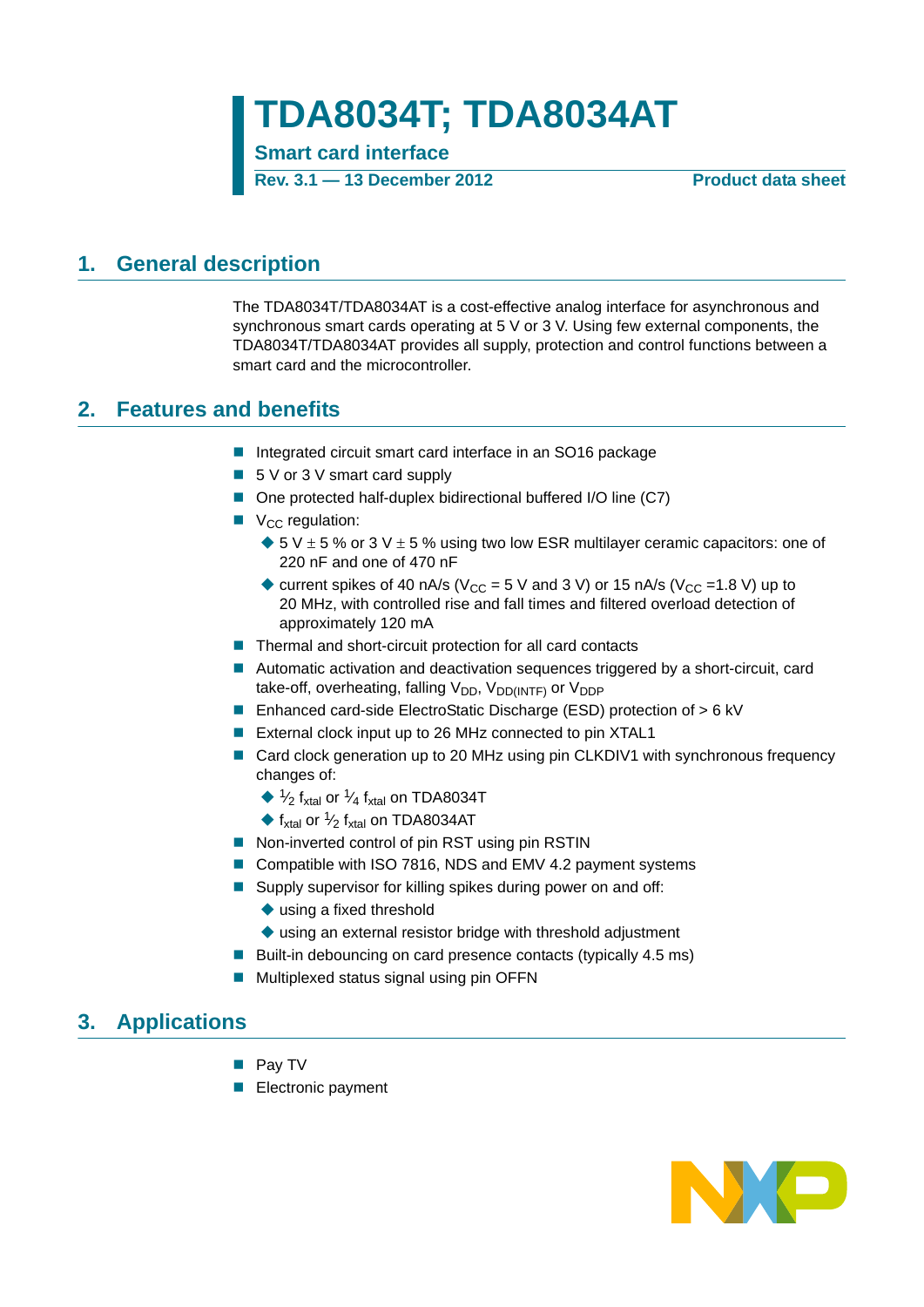# TDA8034T; TDA8034AT

**Smart card interface**

**Rev. 3.1 — 13 December 2012** **Product data sheet**

## 1. General description

The TDA8034T/TDA8034AT is a cost-effective analog interface for asynchronous and synchronous smart cards operating at 5 V or 3 V. Using few external components, the TDA8034T/TDA8034AT provides all supply, protection and control functions between a smart card and the microcontroller.

## 2. Features and benefits

- Integrated circuit smart card interface in an SO16 package
- 5 V or 3 V smart card supply
- One protected half-duplex bidirectional buffered I/O line (C7)
- $V_{CC}$ regulation:
  - 5 V ± 5 % or 3 V ± 5 % using two low ESR multilayer ceramic capacitors: one of 220 nF and one of 470 nF
  - current spikes of 40 nA/s ($V_{CC}$ = 5 V and 3 V) or 15 nA/s ($V_{CC}$ =1.8 V) up to 20 MHz, with controlled rise and fall times and filtered overload detection of approximately 120 mA
- Thermal and short-circuit protection for all card contacts
- Automatic activation and deactivation sequences triggered by a short-circuit, card take-off, overheating, falling $V_{DD}$, $V_{DD(INTF)}$ or $V_{DDP}$
- Enhanced card-side ElectroStatic Discharge (ESD) protection of > 6 kV
- External clock input up to 26 MHz connected to pin XTAL1
- Card clock generation up to 20 MHz using pin CLKDIV1 with synchronous frequency changes of:
  - $\frac{1}{2}$ $f_{xtal}$ or $\frac{1}{4}$ $f_{xtal}$ on TDA8034T
  - $f_{xtal}$ or $\frac{1}{2}$ $f_{xtal}$ on TDA8034AT
- Non-inverted control of pin RST using pin RSTIN
- Compatible with ISO 7816, NDS and EMV 4.2 payment systems
- Supply supervisor for killing spikes during power on and off:
  - using a fixed threshold
  - using an external resistor bridge with threshold adjustment
- Built-in debouncing on card presence contacts (typically 4.5 ms)
- Multiplexed status signal using pin OFFN

## 3. Applications

- Pay TV
- Electronic payment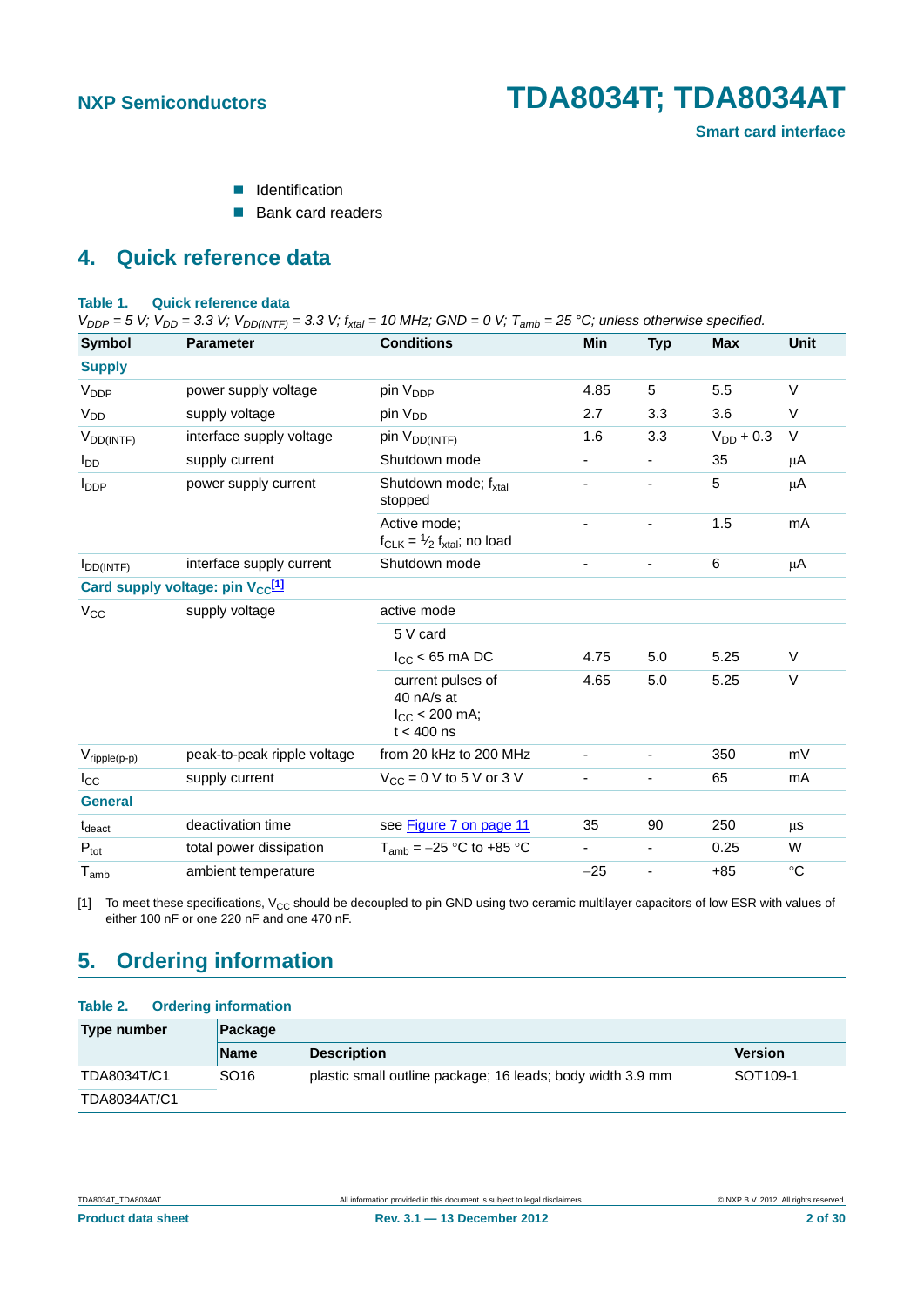- Identification
- Bank card readers

## 4. Quick reference data

**Table 1. Quick reference data**

*$V_{DDP}$ = 5 V; $V_{DD}$ = 3.3 V; $V_{DD(INTF)}$ = 3.3 V; $f_{xtal}$ = 10 MHz; GND = 0 V; $T_{amb}$ = 25 °C; unless otherwise specified.*

| Symbol | Parameter | Conditions | Min | Typ | Max | Unit |
|---|---|---|---|---|---|---|
| **Supply** | | | | | | |
| $V_{DDP}$ | power supply voltage | pin $V_{DDP}$ | 4.85 | 5 | 5.5 | V |
| $V_{DD}$ | supply voltage | pin $V_{DD}$ | 2.7 | 3.3 | 3.6 | V |
| $V_{DD(INTF)}$ | interface supply voltage | pin $V_{DD(INTF)}$ | 1.6 | 3.3 | $V_{DD}$ + 0.3 | V |
| $I_{DD}$ | supply current | Shutdown mode | - | - | 35 | μA |
| $I_{DDP}$ | power supply current | Shutdown mode; $f_{xtal}$ stopped | - | - | 5 | μA |
| | | Active mode; $f_{CLK}$ = ½ $f_{xtal}$; no load | - | - | 1.5 | mA |
| $I_{DD(INTF)}$ | interface supply current | Shutdown mode | - | - | 6 | μA |
| **Card supply voltage: pin $V_{CC}$[1]** | | | | | | |
| $V_{CC}$ | supply voltage | active mode | | | | |
| | | 5 V card | | | | |
| | | $I_{CC}$ < 65 mA DC | 4.75 | 5.0 | 5.25 | V |
| | | current pulses of 40 nA/s at $I_{CC}$ < 200 mA; t < 400 ns | 4.65 | 5.0 | 5.25 | V |
| $V_{ripple(p-p)}$ | peak-to-peak ripple voltage | from 20 kHz to 200 MHz | - | - | 350 | mV |
| $I_{CC}$ | supply current | $V_{CC}$ = 0 V to 5 V or 3 V | - | - | 65 | mA |
| **General** | | | | | | |
| $t_{deact}$ | deactivation time | see Figure 7 on page 11 | 35 | 90 | 250 | μs |
| $P_{tot}$ | total power dissipation | $T_{amb}$ = −25 °C to +85 °C | - | - | 0.25 | W |
| $T_{amb}$ | ambient temperature | | −25 | - | +85 | °C |

[1] To meet these specifications, $V_{CC}$ should be decoupled to pin GND using two ceramic multilayer capacitors of low ESR with values of either 100 nF or one 220 nF and one 470 nF.

## 5. Ordering information

**Table 2. Ordering information**

| Type number | Package | | |
|---|---|---|---|
| | **Name** | **Description** | **Version** |
| TDA8034T/C1 | SO16 | plastic small outline package; 16 leads; body width 3.9 mm | SOT109-1 |
| TDA8034AT/C1 | | | |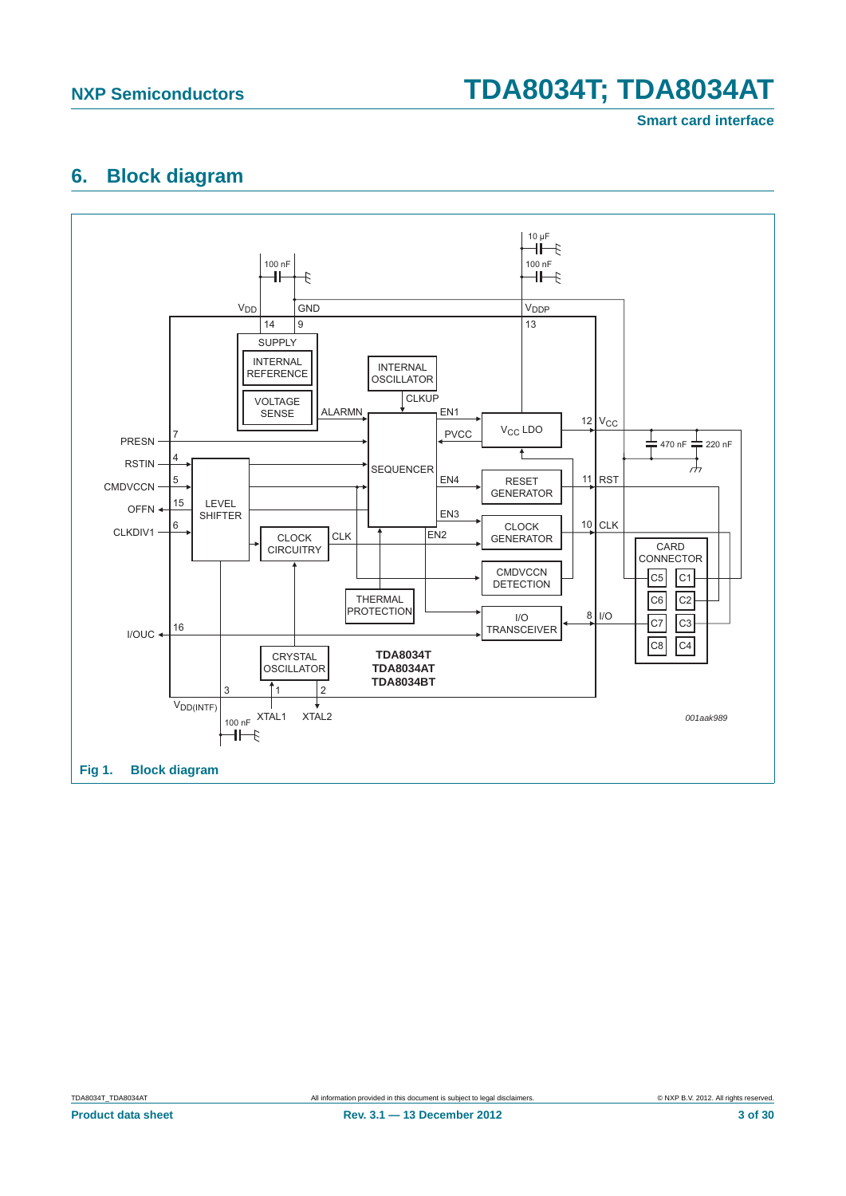## 6. Block diagram

Fig 1. Block diagram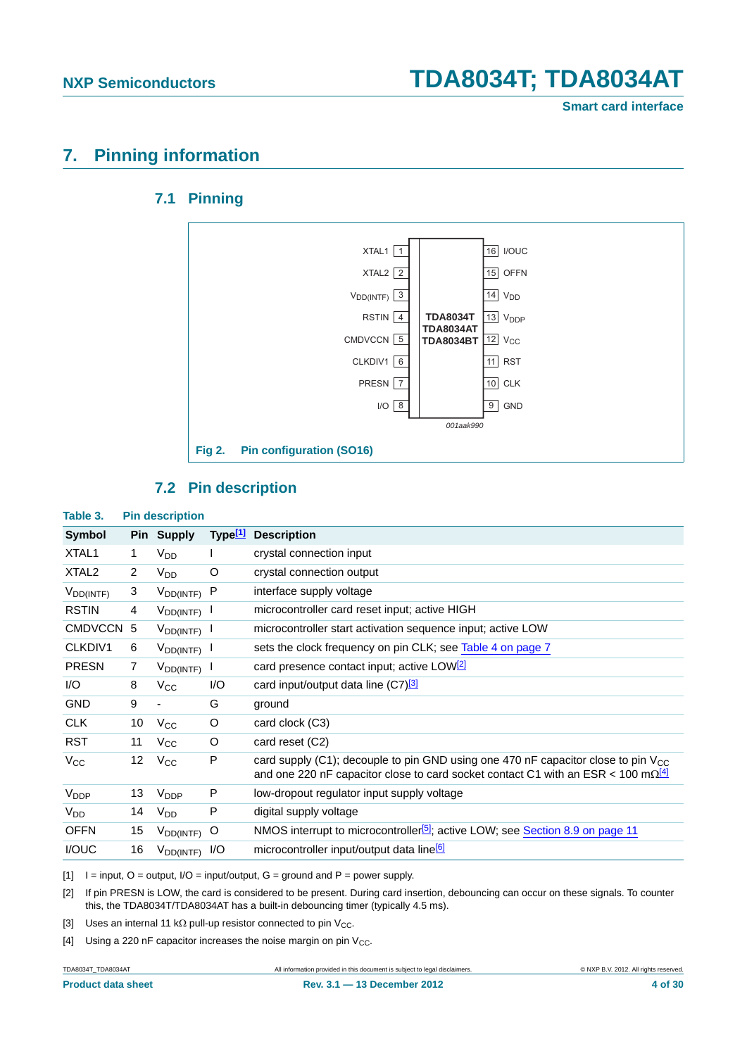## 7. Pinning information

### 7.1 Pinning

| Pin | Left | | Right | Pin |
|---|---|---|---|---|
| 1 | XTAL1 | | I/OUC | 16 |
| 2 | XTAL2 | | OFFN | 15 |
| 3 | $V_{DD(INTF)}$ | | $V_{DD}$ | 14 |
| 4 | RSTIN | TDA8034T TDA8034AT TDA8034BT | $V_{DDP}$ | 13 |
| 5 | CMDVCCN | | $V_{CC}$ | 12 |
| 6 | CLKDIV1 | | RST | 11 |
| 7 | PRESN | | CLK | 10 |
| 8 | I/O | | GND | 9 |

001aak990

**Fig 2. Pin configuration (SO16)**

### 7.2 Pin description

**Table 3. Pin description**

| Symbol | Pin | Supply | Type[1] | Description |
|---|---|---|---|---|
| XTAL1 | 1 | $V_{DD}$ | I | crystal connection input |
| XTAL2 | 2 | $V_{DD}$ | O | crystal connection output |
| $V_{DD(INTF)}$ | 3 | $V_{DD(INTF)}$ | P | interface supply voltage |
| RSTIN | 4 | $V_{DD(INTF)}$ | I | microcontroller card reset input; active HIGH |
| CMDVCCN | 5 | $V_{DD(INTF)}$ | I | microcontroller start activation sequence input; active LOW |
| CLKDIV1 | 6 | $V_{DD(INTF)}$ | I | sets the clock frequency on pin CLK; see Table 4 on page 7 |
| PRESN | 7 | $V_{DD(INTF)}$ | I | card presence contact input; active LOW[2] |
| I/O | 8 | $V_{CC}$ | I/O | card input/output data line (C7)[3] |
| GND | 9 | - | G | ground |
| CLK | 10 | $V_{CC}$ | O | card clock (C3) |
| RST | 11 | $V_{CC}$ | O | card reset (C2) |
| $V_{CC}$ | 12 | $V_{CC}$ | P | card supply (C1); decouple to pin GND using one 470 nF capacitor close to pin $V_{CC}$ and one 220 nF capacitor close to card socket contact C1 with an ESR < 100 mΩ[4] |
| $V_{DDP}$ | 13 | $V_{DDP}$ | P | low-dropout regulator input supply voltage |
| $V_{DD}$ | 14 | $V_{DD}$ | P | digital supply voltage |
| OFFN | 15 | $V_{DD(INTF)}$ | O | NMOS interrupt to microcontroller[5]; active LOW; see Section 8.9 on page 11 |
| I/OUC | 16 | $V_{DD(INTF)}$ | I/O | microcontroller input/output data line[6] |

[1] I = input, O = output, I/O = input/output, G = ground and P = power supply.

[2] If pin PRESN is LOW, the card is considered to be present. During card insertion, debouncing can occur on these signals. To counter this, the TDA8034T/TDA8034AT has a built-in debouncing timer (typically 4.5 ms).

[3] Uses an internal 11 kΩ pull-up resistor connected to pin $V_{CC}$.

[4] Using a 220 nF capacitor increases the noise margin on pin $V_{CC}$.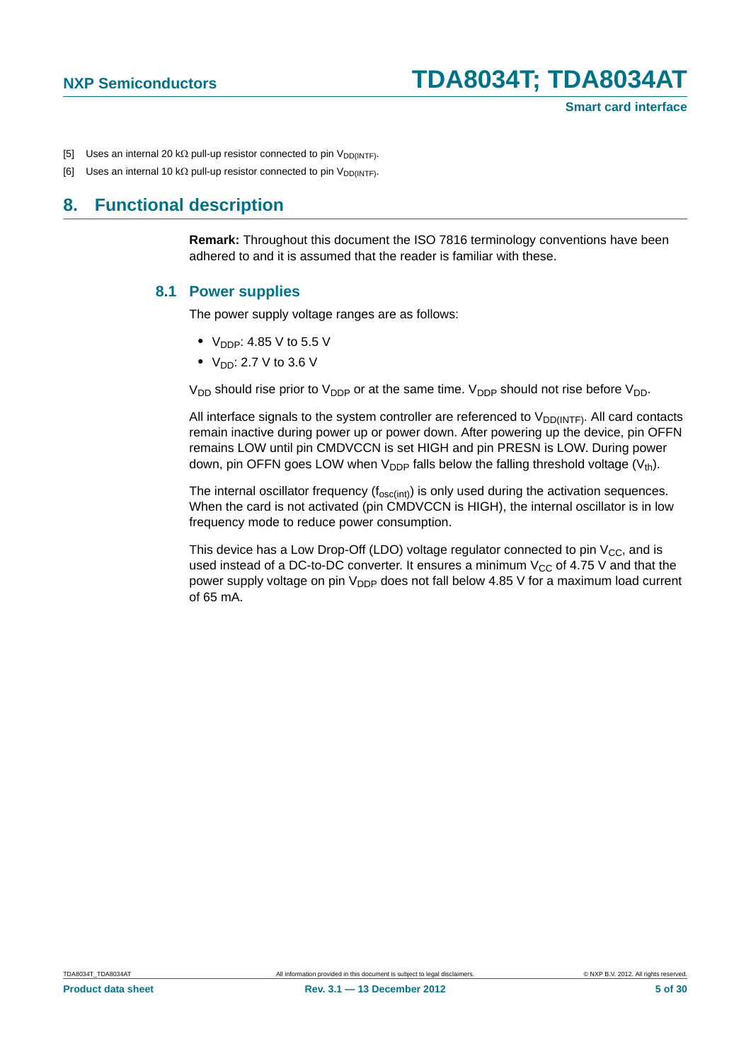[5] Uses an internal 20 kΩ pull-up resistor connected to pin $V_{DD(INTF)}$.

[6] Uses an internal 10 kΩ pull-up resistor connected to pin $V_{DD(INTF)}$.

# 8. Functional description

**Remark:** Throughout this document the ISO 7816 terminology conventions have been adhered to and it is assumed that the reader is familiar with these.

## 8.1 Power supplies

The power supply voltage ranges are as follows:

- $V_{DDP}$: 4.85 V to 5.5 V
- $V_{DD}$: 2.7 V to 3.6 V

$V_{DD}$ should rise prior to $V_{DDP}$ or at the same time. $V_{DDP}$ should not rise before $V_{DD}$.

All interface signals to the system controller are referenced to $V_{DD(INTF)}$. All card contacts remain inactive during power up or power down. After powering up the device, pin OFFN remains LOW until pin CMDVCCN is set HIGH and pin PRESN is LOW. During power down, pin OFFN goes LOW when $V_{DDP}$ falls below the falling threshold voltage ($V_{th}$).

The internal oscillator frequency ($f_{osc(int)}$) is only used during the activation sequences. When the card is not activated (pin CMDVCCN is HIGH), the internal oscillator is in low frequency mode to reduce power consumption.

This device has a Low Drop-Off (LDO) voltage regulator connected to pin $V_{CC}$, and is used instead of a DC-to-DC converter. It ensures a minimum $V_{CC}$ of 4.75 V and that the power supply voltage on pin $V_{DDP}$ does not fall below 4.85 V for a maximum load current of 65 mA.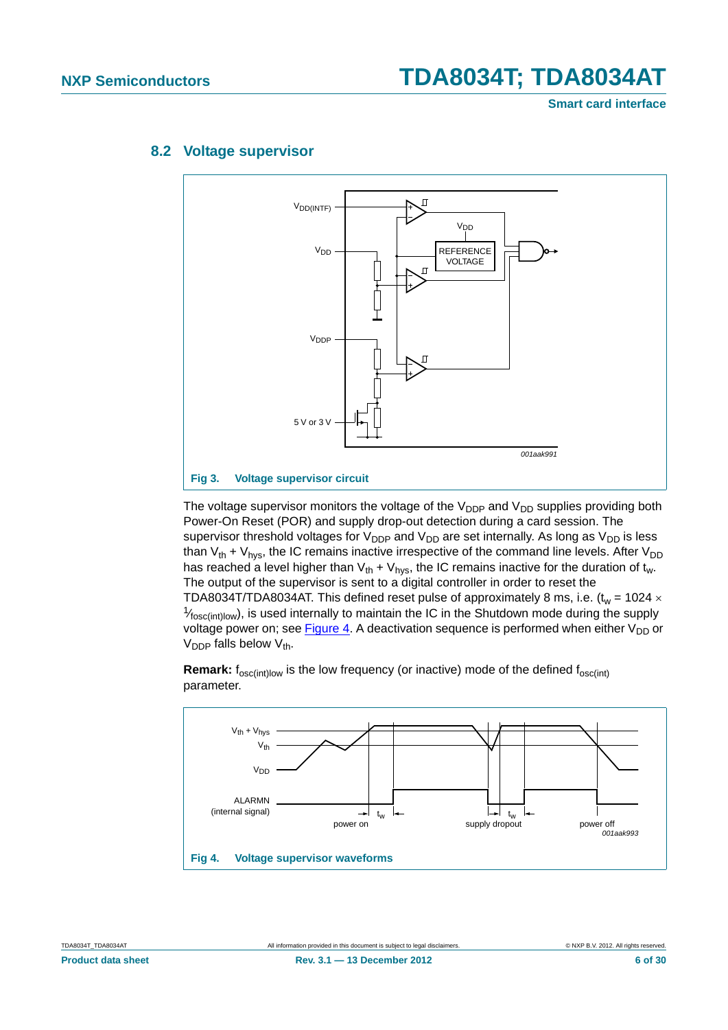## 8.2 Voltage supervisor

Fig 3. Voltage supervisor circuit

The voltage supervisor monitors the voltage of the $V_{DDP}$ and $V_{DD}$ supplies providing both Power-On Reset (POR) and supply drop-out detection during a card session. The supervisor threshold voltages for $V_{DDP}$ and $V_{DD}$ are set internally. As long as $V_{DD}$ is less than $V_{th} + V_{hys}$, the IC remains inactive irrespective of the command line levels. After $V_{DD}$ has reached a level higher than $V_{th} + V_{hys}$, the IC remains inactive for the duration of $t_w$. The output of the supervisor is sent to a digital controller in order to reset the TDA8034T/TDA8034AT. This defined reset pulse of approximately 8 ms, i.e. ($t_w = 1024 \times \frac{1}{f_{osc(int)low}}$), is used internally to maintain the IC in the Shutdown mode during the supply voltage power on; see Figure 4. A deactivation sequence is performed when either $V_{DD}$ or $V_{DDP}$ falls below $V_{th}$.

**Remark:** $f_{osc(int)low}$ is the low frequency (or inactive) mode of the defined $f_{osc(int)}$ parameter.

Fig 4. Voltage supervisor waveforms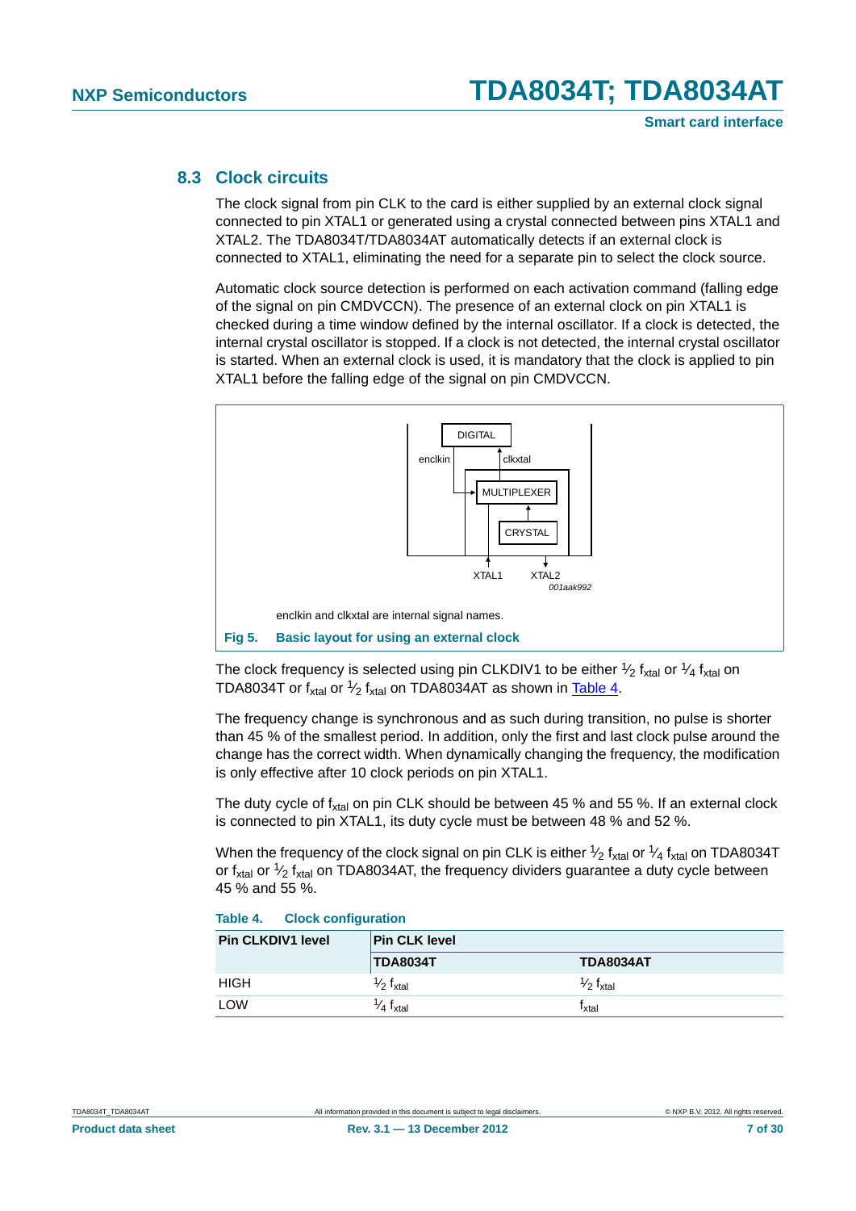## 8.3 Clock circuits

The clock signal from pin CLK to the card is either supplied by an external clock signal connected to pin XTAL1 or generated using a crystal connected between pins XTAL1 and XTAL2. The TDA8034T/TDA8034AT automatically detects if an external clock is connected to XTAL1, eliminating the need for a separate pin to select the clock source.

Automatic clock source detection is performed on each activation command (falling edge of the signal on pin CMDVCCN). The presence of an external clock on pin XTAL1 is checked during a time window defined by the internal oscillator. If a clock is detected, the internal crystal oscillator is stopped. If a clock is not detected, the internal crystal oscillator is started. When an external clock is used, it is mandatory that the clock is applied to pin XTAL1 before the falling edge of the signal on pin CMDVCCN.

DIGITAL

enclkin

clkxtal

MULTIPLEXER

CRYSTAL

XTAL1 XTAL2

*001aak992*

enclkin and clkxtal are internal signal names.

**Fig 5. Basic layout for using an external clock**

The clock frequency is selected using pin CLKDIV1 to be either ½ $f_{xtal}$ or ¼ $f_{xtal}$ on TDA8034T or $f_{xtal}$ or ½ $f_{xtal}$ on TDA8034AT as shown in Table 4.

The frequency change is synchronous and as such during transition, no pulse is shorter than 45 % of the smallest period. In addition, only the first and last clock pulse around the change has the correct width. When dynamically changing the frequency, the modification is only effective after 10 clock periods on pin XTAL1.

The duty cycle of $f_{xtal}$ on pin CLK should be between 45 % and 55 %. If an external clock is connected to pin XTAL1, its duty cycle must be between 48 % and 52 %.

When the frequency of the clock signal on pin CLK is either ½ $f_{xtal}$ or ¼ $f_{xtal}$ on TDA8034T or $f_{xtal}$ or ½ $f_{xtal}$ on TDA8034AT, the frequency dividers guarantee a duty cycle between 45 % and 55 %.

**Table 4. Clock configuration**

| Pin CLKDIV1 level | Pin CLK level | |
|---|---|---|
| | **TDA8034T** | **TDA8034AT** |
| HIGH | ½ $f_{xtal}$ | ½ $f_{xtal}$ |
| LOW | ¼ $f_{xtal}$ | $f_{xtal}$ |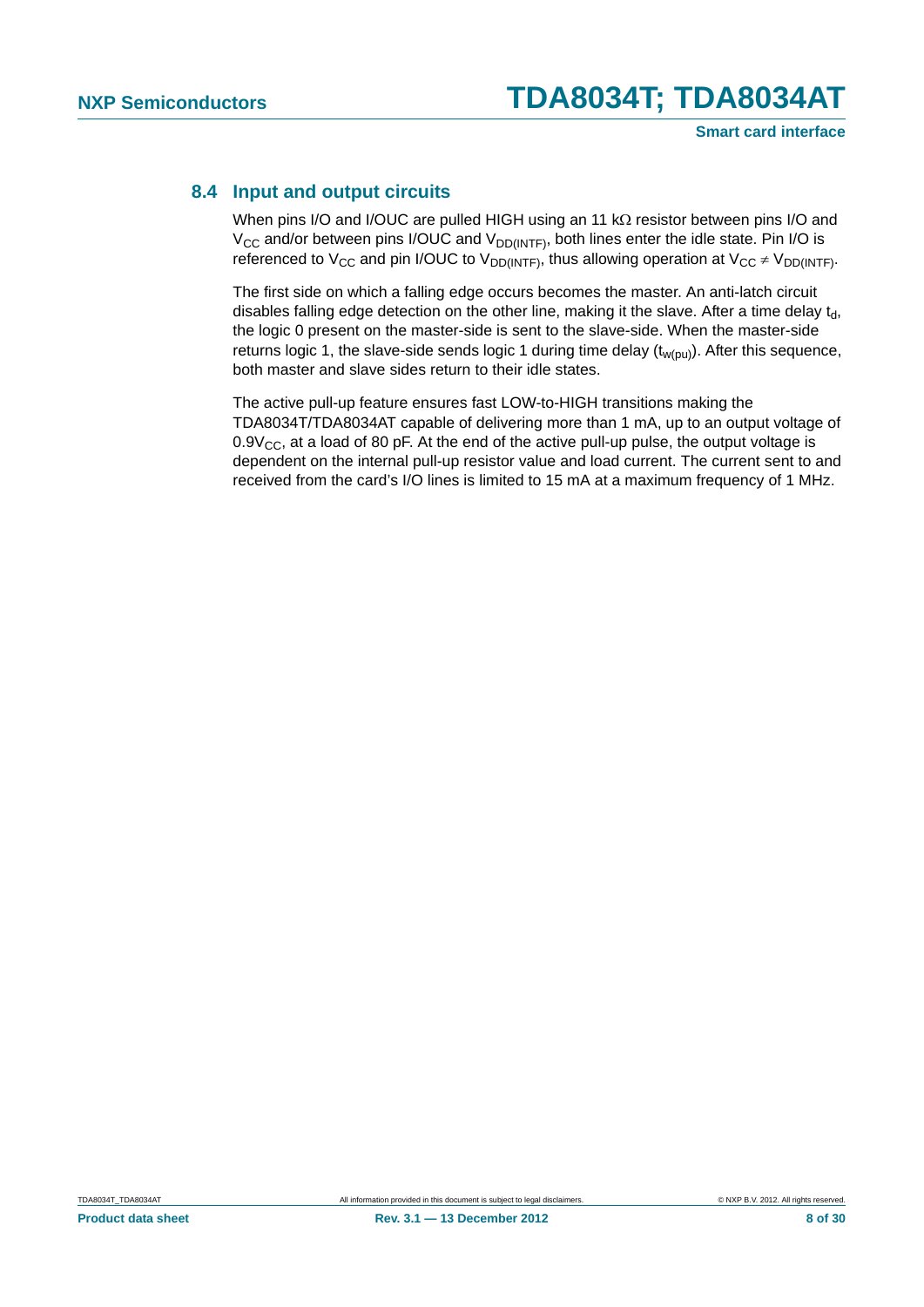### 8.4 Input and output circuits

When pins I/O and I/OUC are pulled HIGH using an 11 kΩ resistor between pins I/O and $V_{CC}$ and/or between pins I/OUC and $V_{DD(INTF)}$, both lines enter the idle state. Pin I/O is referenced to $V_{CC}$ and pin I/OUC to $V_{DD(INTF)}$, thus allowing operation at $V_{CC} \neq V_{DD(INTF)}$.

The first side on which a falling edge occurs becomes the master. An anti-latch circuit disables falling edge detection on the other line, making it the slave. After a time delay $t_d$, the logic 0 present on the master-side is sent to the slave-side. When the master-side returns logic 1, the slave-side sends logic 1 during time delay ($t_{w(pu)}$). After this sequence, both master and slave sides return to their idle states.

The active pull-up feature ensures fast LOW-to-HIGH transitions making the TDA8034T/TDA8034AT capable of delivering more than 1 mA, up to an output voltage of $0.9V_{CC}$, at a load of 80 pF. At the end of the active pull-up pulse, the output voltage is dependent on the internal pull-up resistor value and load current. The current sent to and received from the card's I/O lines is limited to 15 mA at a maximum frequency of 1 MHz.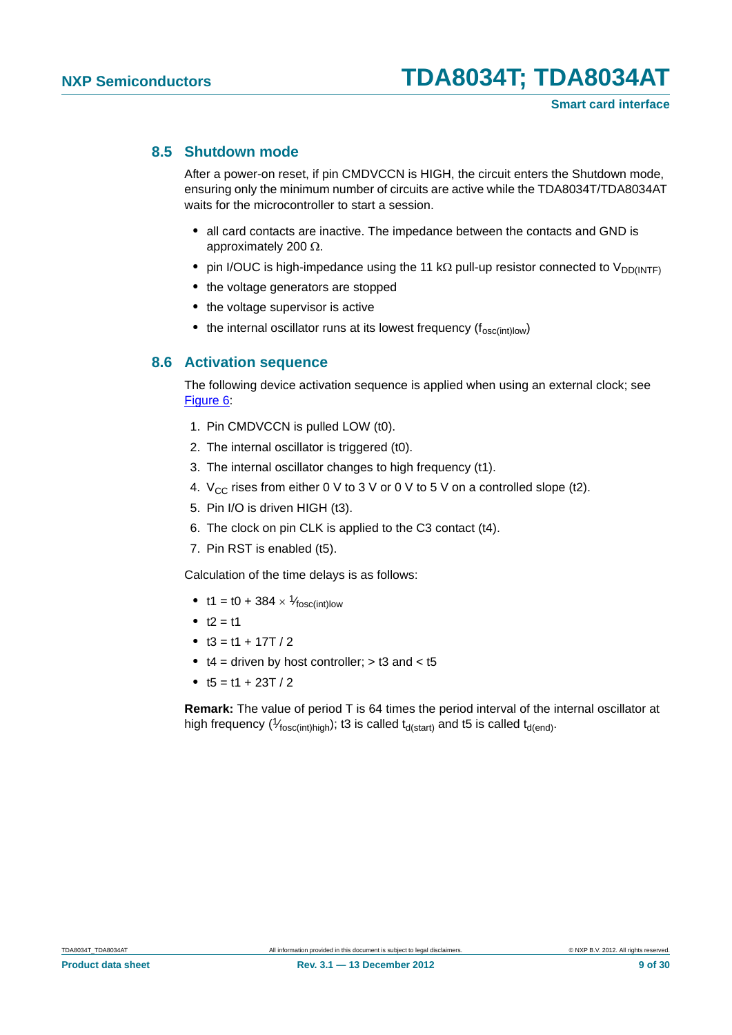## 8.5 Shutdown mode

After a power-on reset, if pin CMDVCCN is HIGH, the circuit enters the Shutdown mode, ensuring only the minimum number of circuits are active while the TDA8034T/TDA8034AT waits for the microcontroller to start a session.

- all card contacts are inactive. The impedance between the contacts and GND is approximately 200 Ω.
- pin I/OUC is high-impedance using the 11 kΩ pull-up resistor connected to $V_{DD(INTF)}$
- the voltage generators are stopped
- the voltage supervisor is active
- the internal oscillator runs at its lowest frequency ($f_{osc(int)low}$)

## 8.6 Activation sequence

The following device activation sequence is applied when using an external clock; see Figure 6:

1. Pin CMDVCCN is pulled LOW (t0).
2. The internal oscillator is triggered (t0).
3. The internal oscillator changes to high frequency (t1).
4. $V_{CC}$ rises from either 0 V to 3 V or 0 V to 5 V on a controlled slope (t2).
5. Pin I/O is driven HIGH (t3).
6. The clock on pin CLK is applied to the C3 contact (t4).
7. Pin RST is enabled (t5).

Calculation of the time delays is as follows:

- $t1 = t0 + 384 \times \frac{1}{f_{osc(int)low}}$
- $t2 = t1$
- $t3 = t1 + 17T / 2$
- t4 = driven by host controller; > t3 and < t5
- $t5 = t1 + 23T / 2$

**Remark:** The value of period T is 64 times the period interval of the internal oscillator at high frequency ($\frac{1}{f_{osc(int)high}}$); t3 is called $t_{d(start)}$ and t5 is called $t_{d(end)}$.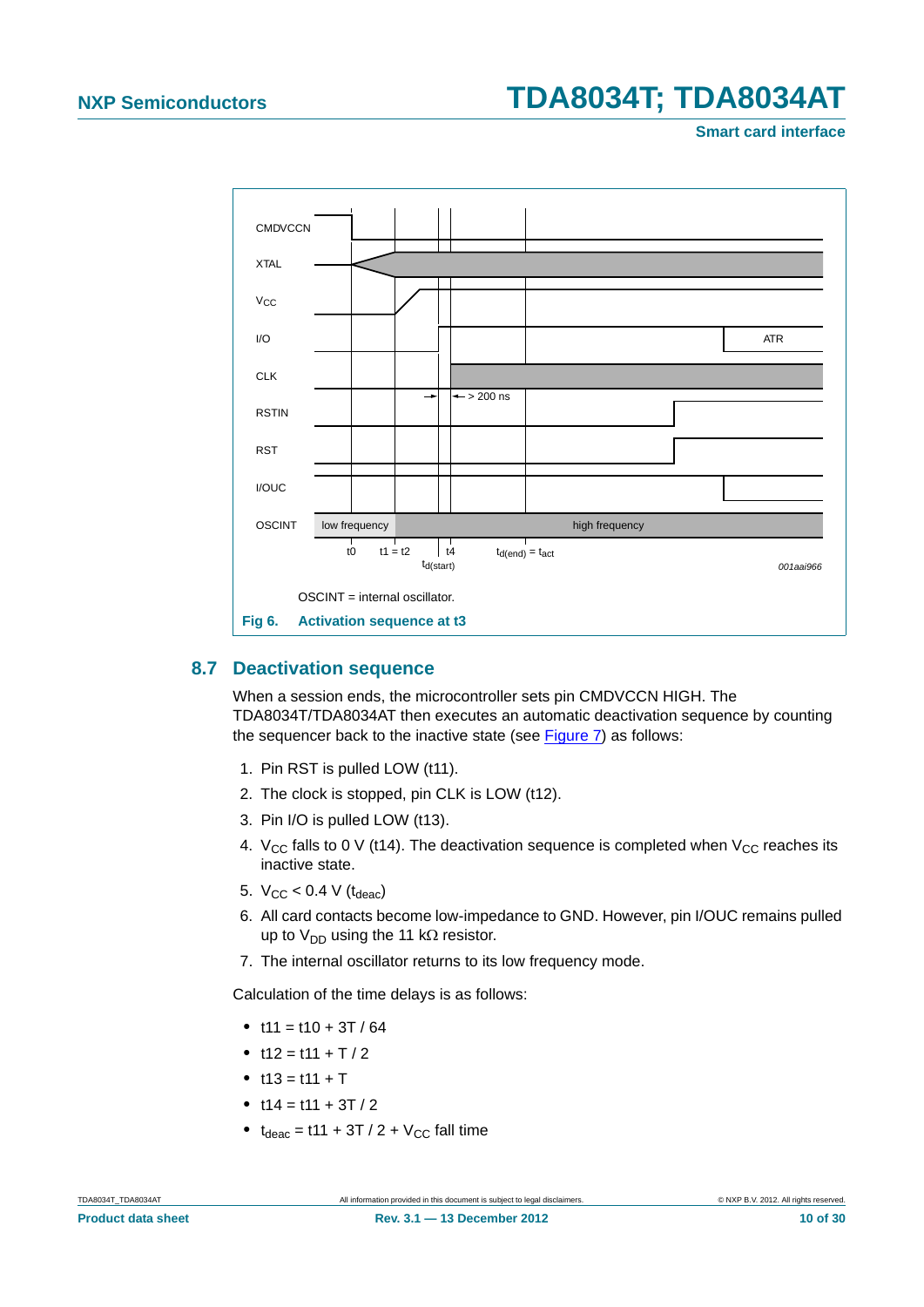OSCINT = internal oscillator.

**Fig 6. Activation sequence at t3**

## 8.7 Deactivation sequence

When a session ends, the microcontroller sets pin CMDVCCN HIGH. The TDA8034T/TDA8034AT then executes an automatic deactivation sequence by counting the sequencer back to the inactive state (see Figure 7) as follows:

1. Pin RST is pulled LOW (t11).
2. The clock is stopped, pin CLK is LOW (t12).
3. Pin I/O is pulled LOW (t13).
4. $V_{CC}$ falls to 0 V (t14). The deactivation sequence is completed when $V_{CC}$ reaches its inactive state.
5. $V_{CC}$ < 0.4 V ($t_{deac}$)
6. All card contacts become low-impedance to GND. However, pin I/OUC remains pulled up to $V_{DD}$ using the 11 kΩ resistor.
7. The internal oscillator returns to its low frequency mode.

Calculation of the time delays is as follows:

- t11 = t10 + 3T / 64
- t12 = t11 + T / 2
- t13 = t11 + T
- t14 = t11 + 3T / 2
- $t_{deac}$ = t11 + 3T / 2 + $V_{CC}$ fall time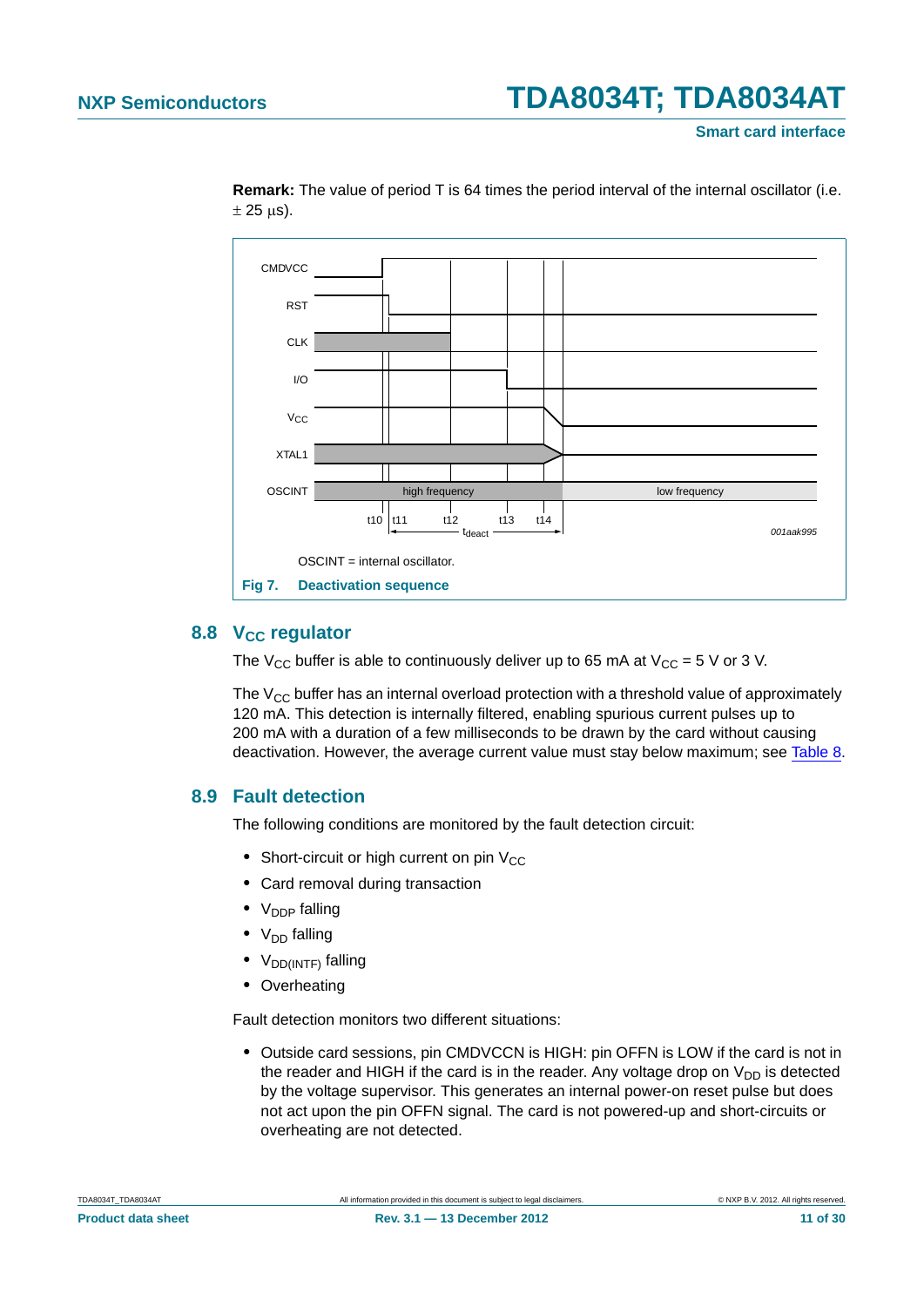**Remark:** The value of period T is 64 times the period interval of the internal oscillator (i.e. ± 25 μs).

OSCINT = internal oscillator.

**Fig 7. Deactivation sequence**

## 8.8 $V_{CC}$ regulator

The $V_{CC}$ buffer is able to continuously deliver up to 65 mA at $V_{CC}$ = 5 V or 3 V.

The $V_{CC}$ buffer has an internal overload protection with a threshold value of approximately 120 mA. This detection is internally filtered, enabling spurious current pulses up to 200 mA with a duration of a few milliseconds to be drawn by the card without causing deactivation. However, the average current value must stay below maximum; see Table 8.

## 8.9 Fault detection

The following conditions are monitored by the fault detection circuit:

- Short-circuit or high current on pin $V_{CC}$
- Card removal during transaction
- $V_{DDP}$ falling
- $V_{DD}$ falling
- $V_{DD(INTF)}$ falling
- Overheating

Fault detection monitors two different situations:

- Outside card sessions, pin CMDVCCN is HIGH: pin OFFN is LOW if the card is not in the reader and HIGH if the card is in the reader. Any voltage drop on $V_{DD}$ is detected by the voltage supervisor. This generates an internal power-on reset pulse but does not act upon the pin OFFN signal. The card is not powered-up and short-circuits or overheating are not detected.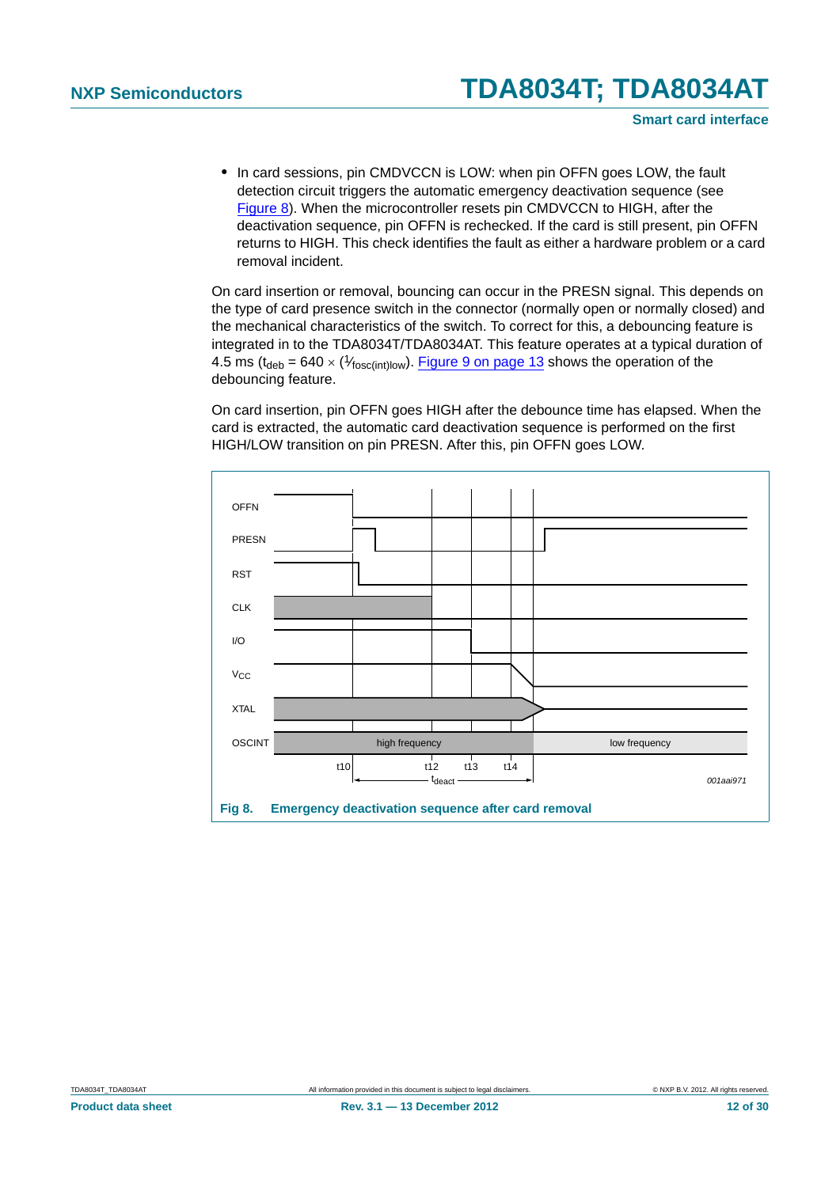- In card sessions, pin CMDVCCN is LOW: when pin OFFN goes LOW, the fault detection circuit triggers the automatic emergency deactivation sequence (see Figure 8). When the microcontroller resets pin CMDVCCN to HIGH, after the deactivation sequence, pin OFFN is rechecked. If the card is still present, pin OFFN returns to HIGH. This check identifies the fault as either a hardware problem or a card removal incident.

On card insertion or removal, bouncing can occur in the PRESN signal. This depends on the type of card presence switch in the connector (normally open or normally closed) and the mechanical characteristics of the switch. To correct for this, a debouncing feature is integrated in to the TDA8034T/TDA8034AT. This feature operates at a typical duration of 4.5 ms ($t_{deb} = 640 \times (1/f_{osc(int)low})$. Figure 9 on page 13 shows the operation of the debouncing feature.

On card insertion, pin OFFN goes HIGH after the debounce time has elapsed. When the card is extracted, the automatic card deactivation sequence is performed on the first HIGH/LOW transition on pin PRESN. After this, pin OFFN goes LOW.

**Fig 8. Emergency deactivation sequence after card removal**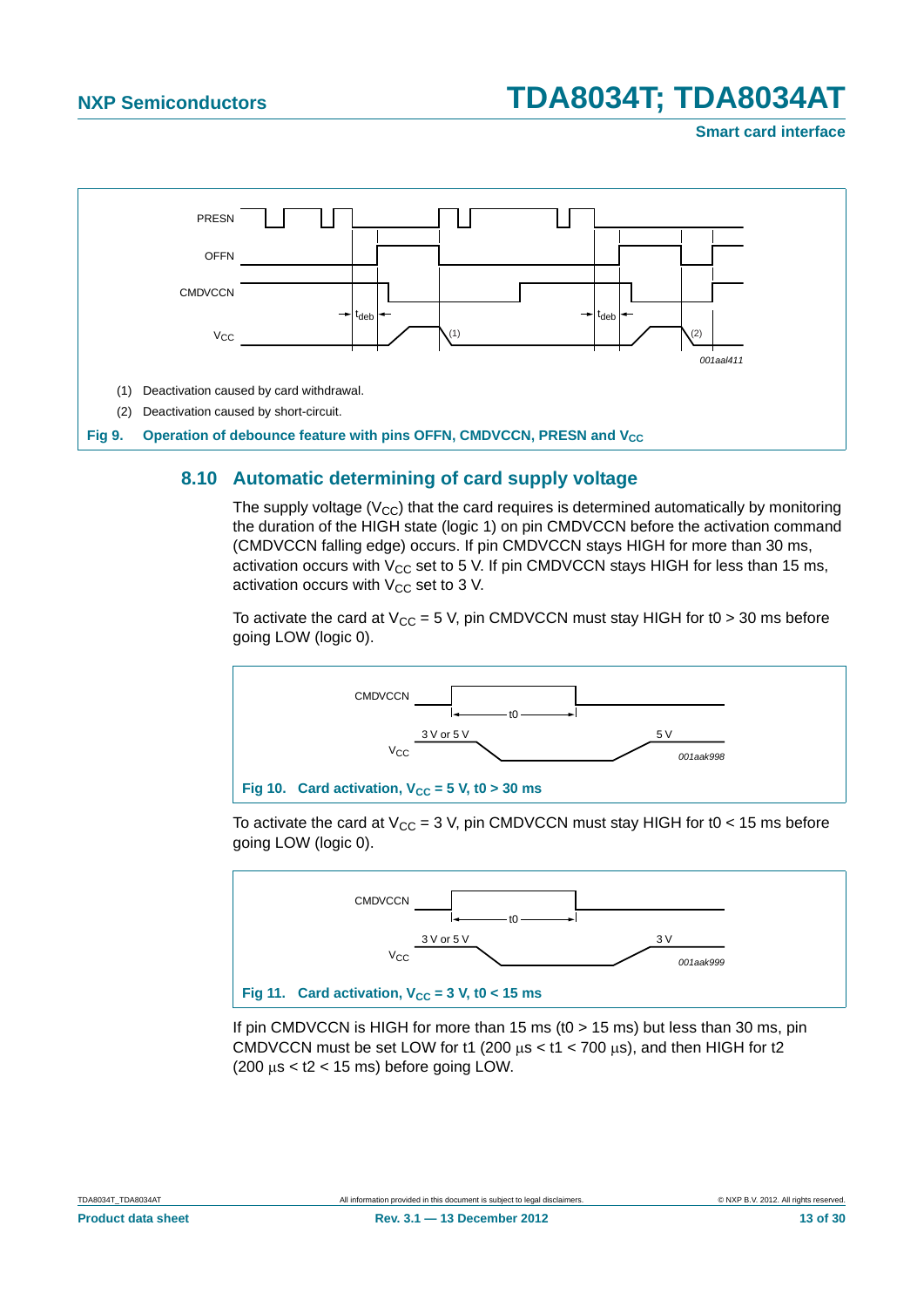(1) Deactivation caused by card withdrawal.

(2) Deactivation caused by short-circuit.

**Fig 9. Operation of debounce feature with pins OFFN, CMDVCCN, PRESN and $V_{CC}$**

## 8.10 Automatic determining of card supply voltage

The supply voltage ($V_{CC}$) that the card requires is determined automatically by monitoring the duration of the HIGH state (logic 1) on pin CMDVCCN before the activation command (CMDVCCN falling edge) occurs. If pin CMDVCCN stays HIGH for more than 30 ms, activation occurs with $V_{CC}$ set to 5 V. If pin CMDVCCN stays HIGH for less than 15 ms, activation occurs with $V_{CC}$ set to 3 V.

To activate the card at $V_{CC}$ = 5 V, pin CMDVCCN must stay HIGH for t0 > 30 ms before going LOW (logic 0).

**Fig 10. Card activation, $V_{CC}$ = 5 V, t0 > 30 ms**

To activate the card at $V_{CC}$ = 3 V, pin CMDVCCN must stay HIGH for t0 < 15 ms before going LOW (logic 0).

**Fig 11. Card activation, $V_{CC}$ = 3 V, t0 < 15 ms**

If pin CMDVCCN is HIGH for more than 15 ms (t0 > 15 ms) but less than 30 ms, pin CMDVCCN must be set LOW for t1 (200 μs < t1 < 700 μs), and then HIGH for t2 (200 μs < t2 < 15 ms) before going LOW.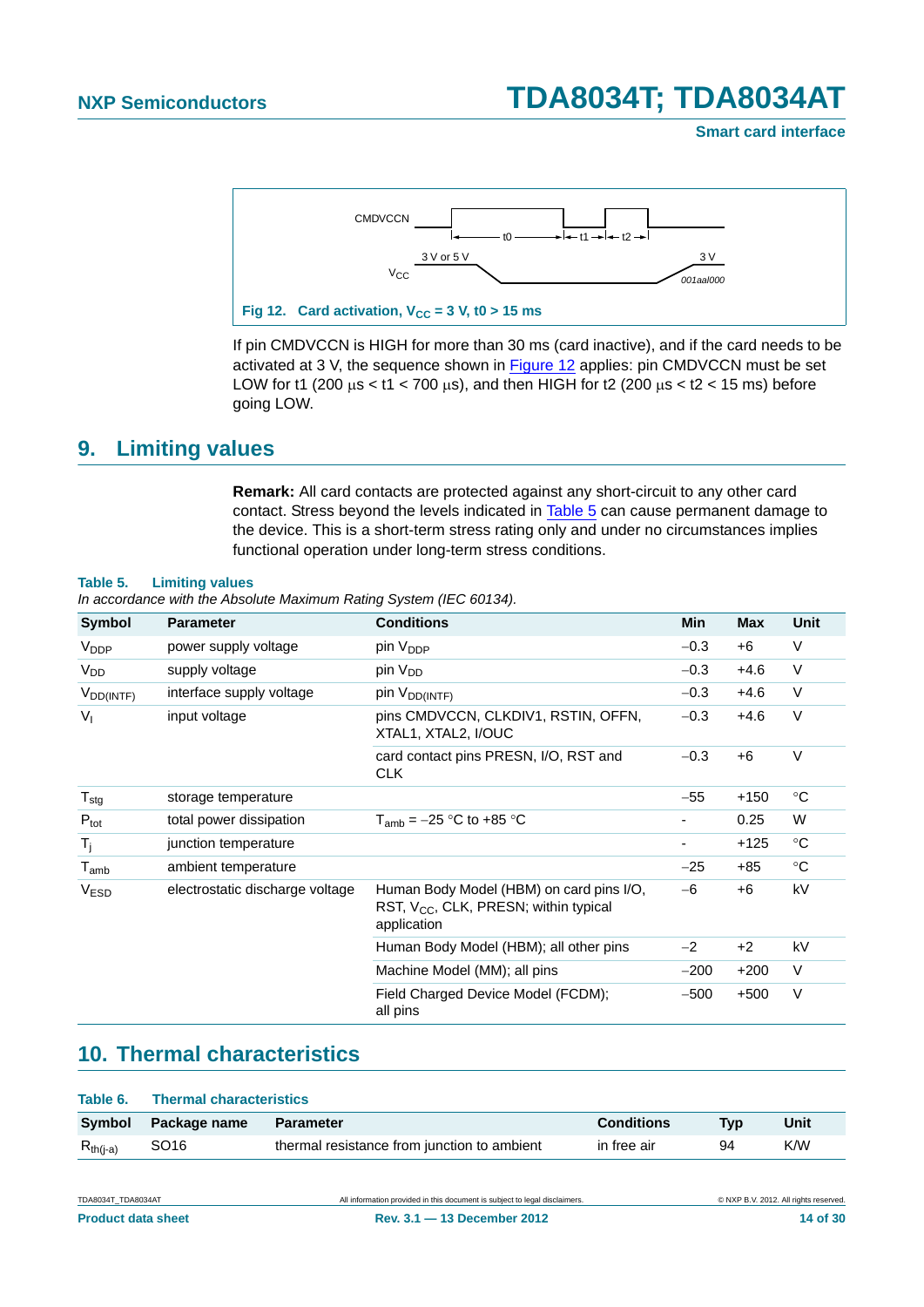Fig 12. Card activation, $V_{CC}$ = 3 V, t0 > 15 ms

If pin CMDVCCN is HIGH for more than 30 ms (card inactive), and if the card needs to be activated at 3 V, the sequence shown in Figure 12 applies: pin CMDVCCN must be set LOW for t1 (200 µs < t1 < 700 µs), and then HIGH for t2 (200 µs < t2 < 15 ms) before going LOW.

## 9. Limiting values

**Remark:** All card contacts are protected against any short-circuit to any other card contact. Stress beyond the levels indicated in Table 5 can cause permanent damage to the device. This is a short-term stress rating only and under no circumstances implies functional operation under long-term stress conditions.

**Table 5. Limiting values**

*In accordance with the Absolute Maximum Rating System (IEC 60134).*

| Symbol | Parameter | Conditions | Min | Max | Unit |
|---|---|---|---|---|---|
| $V_{DDP}$ | power supply voltage | pin $V_{DDP}$ | −0.3 | +6 | V |
| $V_{DD}$ | supply voltage | pin $V_{DD}$ | −0.3 | +4.6 | V |
| $V_{DD(INTF)}$ | interface supply voltage | pin $V_{DD(INTF)}$ | −0.3 | +4.6 | V |
| $V_I$ | input voltage | pins CMDVCCN, CLKDIV1, RSTIN, OFFN, XTAL1, XTAL2, I/OUC | −0.3 | +4.6 | V |
| | | card contact pins PRESN, I/O, RST and CLK | −0.3 | +6 | V |
| $T_{stg}$ | storage temperature | | −55 | +150 | °C |
| $P_{tot}$ | total power dissipation | $T_{amb}$ = −25 °C to +85 °C | - | 0.25 | W |
| $T_j$ | junction temperature | | - | +125 | °C |
| $T_{amb}$ | ambient temperature | | −25 | +85 | °C |
| $V_{ESD}$ | electrostatic discharge voltage | Human Body Model (HBM) on card pins I/O, RST, $V_{CC}$, CLK, PRESN; within typical application | −6 | +6 | kV |
| | | Human Body Model (HBM); all other pins | −2 | +2 | kV |
| | | Machine Model (MM); all pins | −200 | +200 | V |
| | | Field Charged Device Model (FCDM); all pins | −500 | +500 | V |

## 10. Thermal characteristics

**Table 6. Thermal characteristics**

| Symbol | Package name | Parameter | Conditions | Typ | Unit |
|---|---|---|---|---|---|
| $R_{th(j-a)}$ | SO16 | thermal resistance from junction to ambient | in free air | 94 | K/W |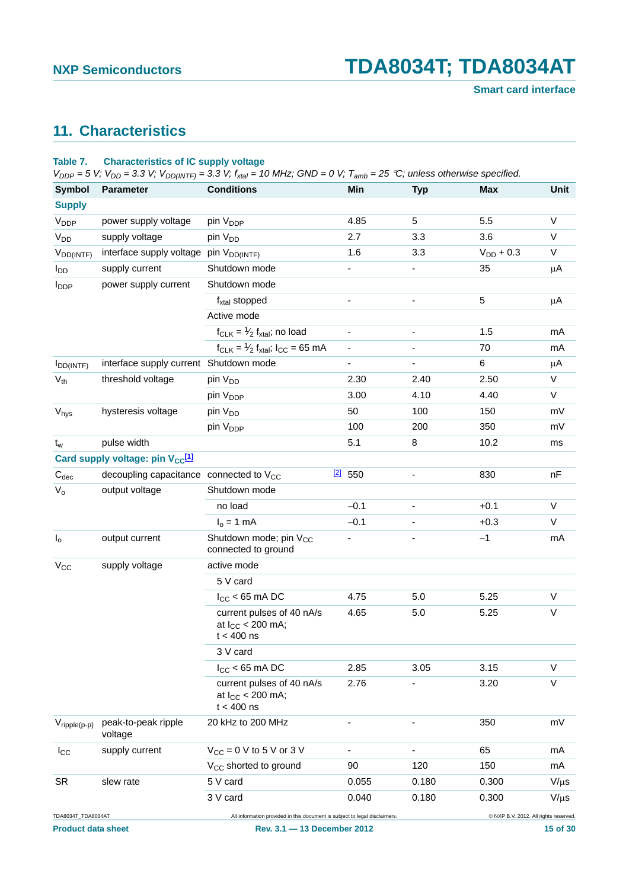## 11. Characteristics

**Table 7. Characteristics of IC supply voltage**

*$V_{DDP}$ = 5 V; $V_{DD}$ = 3.3 V; $V_{DD(INTF)}$ = 3.3 V; $f_{xtal}$ = 10 MHz; GND = 0 V; $T_{amb}$ = 25 °C; unless otherwise specified.*

| Symbol | Parameter | Conditions | Min | Typ | Max | Unit |
|---|---|---|---|---|---|---|
| **Supply** | | | | | | |
| $V_{DDP}$ | power supply voltage | pin $V_{DDP}$ | 4.85 | 5 | 5.5 | V |
| $V_{DD}$ | supply voltage | pin $V_{DD}$ | 2.7 | 3.3 | 3.6 | V |
| $V_{DD(INTF)}$ | interface supply voltage | pin $V_{DD(INTF)}$ | 1.6 | 3.3 | $V_{DD}$ + 0.3 | V |
| $I_{DD}$ | supply current | Shutdown mode | - | - | 35 | µA |
| $I_{DDP}$ | power supply current | Shutdown mode | | | | |
| | | $f_{xtal}$ stopped | - | - | 5 | µA |
| | | Active mode | | | | |
| | | $f_{CLK}$ = ½ $f_{xtal}$; no load | - | - | 1.5 | mA |
| | | $f_{CLK}$ = ½ $f_{xtal}$; $I_{CC}$ = 65 mA | - | - | 70 | mA |
| $I_{DD(INTF)}$ | interface supply current | Shutdown mode | - | - | 6 | µA |
| $V_{th}$ | threshold voltage | pin $V_{DD}$ | 2.30 | 2.40 | 2.50 | V |
| | | pin $V_{DDP}$ | 3.00 | 4.10 | 4.40 | V |
| $V_{hys}$ | hysteresis voltage | pin $V_{DD}$ | 50 | 100 | 150 | mV |
| | | pin $V_{DDP}$ | 100 | 200 | 350 | mV |
| $t_w$ | pulse width | | 5.1 | 8 | 10.2 | ms |
| **Card supply voltage: pin $V_{CC}$[1]** | | | | | | |
| $C_{dec}$ | decoupling capacitance | connected to $V_{CC}$ [2] | 550 | - | 830 | nF |
| $V_o$ | output voltage | Shutdown mode | | | | |
| | | no load | −0.1 | - | +0.1 | V |
| | | $I_o$ = 1 mA | −0.1 | - | +0.3 | V |
| $I_o$ | output current | Shutdown mode; pin $V_{CC}$ connected to ground | - | - | −1 | mA |
| $V_{CC}$ | supply voltage | active mode | | | | |
| | | 5 V card | | | | |
| | | $I_{CC}$ < 65 mA DC | 4.75 | 5.0 | 5.25 | V |
| | | current pulses of 40 nA/s at $I_{CC}$ < 200 mA; t < 400 ns | 4.65 | 5.0 | 5.25 | V |
| | | 3 V card | | | | |
| | | $I_{CC}$ < 65 mA DC | 2.85 | 3.05 | 3.15 | V |
| | | current pulses of 40 nA/s at $I_{CC}$ < 200 mA; t < 400 ns | 2.76 | - | 3.20 | V |
| $V_{ripple(p-p)}$ | peak-to-peak ripple voltage | 20 kHz to 200 MHz | - | - | 350 | mV |
| $I_{CC}$ | supply current | $V_{CC}$ = 0 V to 5 V or 3 V | - | - | 65 | mA |
| | | $V_{CC}$ shorted to ground | 90 | 120 | 150 | mA |
| SR | slew rate | 5 V card | 0.055 | 0.180 | 0.300 | V/µs |
| | | 3 V card | 0.040 | 0.180 | 0.300 | V/µs |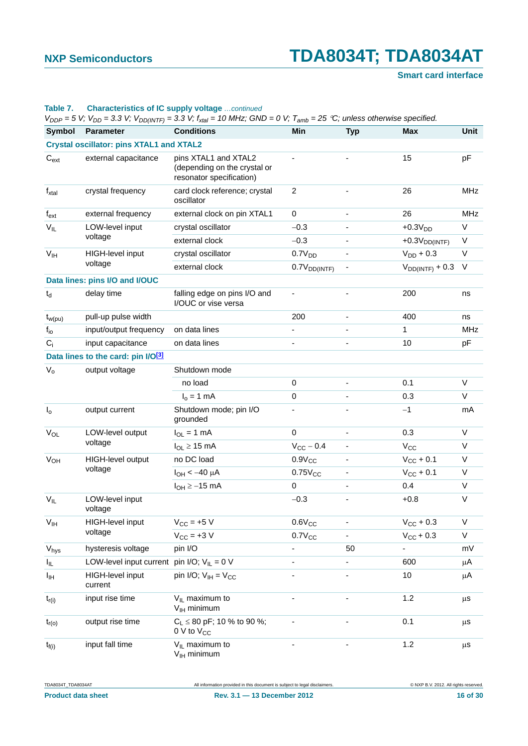**Table 7. Characteristics of IC supply voltage** *…continued*

*$V_{DDP}$ = 5 V; $V_{DD}$ = 3.3 V; $V_{DD(INTF)}$ = 3.3 V; $f_{xtal}$ = 10 MHz; GND = 0 V; $T_{amb}$ = 25 °C; unless otherwise specified.*

| Symbol | Parameter | Conditions | Min | Typ | Max | Unit |
|---|---|---|---|---|---|---|
| **Crystal oscillator: pins XTAL1 and XTAL2** | | | | | | |
| $C_{ext}$ | external capacitance | pins XTAL1 and XTAL2 (depending on the crystal or resonator specification) | - | - | 15 | pF |
| $f_{xtal}$ | crystal frequency | card clock reference; crystal oscillator | 2 | - | 26 | MHz |
| $f_{ext}$ | external frequency | external clock on pin XTAL1 | 0 | - | 26 | MHz |
| $V_{IL}$ | LOW-level input voltage | crystal oscillator | −0.3 | - | $+0.3V_{DD}$ | V |
| | | external clock | −0.3 | - | $+0.3V_{DD(INTF)}$ | V |
| $V_{IH}$ | HIGH-level input voltage | crystal oscillator | $0.7V_{DD}$ | - | $V_{DD} + 0.3$ | V |
| | | external clock | $0.7V_{DD(INTF)}$ | - | $V_{DD(INTF)} + 0.3$ | V |
| **Data lines: pins I/O and I/OUC** | | | | | | |
| $t_d$ | delay time | falling edge on pins I/O and I/OUC or vise versa | - | - | 200 | ns |
| $t_{w(pu)}$ | pull-up pulse width | | 200 | - | 400 | ns |
| $f_{io}$ | input/output frequency | on data lines | - | - | 1 | MHz |
| $C_i$ | input capacitance | on data lines | - | - | 10 | pF |
| **Data lines to the card: pin I/O[3]** | | | | | | |
| $V_o$ | output voltage | Shutdown mode | | | | |
| | | no load | 0 | - | 0.1 | V |
| | | $I_o$ = 1 mA | 0 | - | 0.3 | V |
| $I_o$ | output current | Shutdown mode; pin I/O grounded | - | - | −1 | mA |
| $V_{OL}$ | LOW-level output voltage | $I_{OL}$ = 1 mA | 0 | - | 0.3 | V |
| | | $I_{OL} \geq 15$ mA | $V_{CC} - 0.4$ | - | $V_{CC}$ | V |
| $V_{OH}$ | HIGH-level output voltage | no DC load | $0.9V_{CC}$ | - | $V_{CC} + 0.1$ | V |
| | | $I_{OH} < -40$ µA | $0.75V_{CC}$ | - | $V_{CC} + 0.1$ | V |
| | | $I_{OH} \geq -15$ mA | 0 | - | 0.4 | V |
| $V_{IL}$ | LOW-level input voltage | | −0.3 | - | +0.8 | V |
| $V_{IH}$ | HIGH-level input voltage | $V_{CC}$ = +5 V | $0.6V_{CC}$ | - | $V_{CC} + 0.3$ | V |
| | | $V_{CC}$ = +3 V | $0.7V_{CC}$ | - | $V_{CC} + 0.3$ | V |
| $V_{hys}$ | hysteresis voltage | pin I/O | - | 50 | - | mV |
| $I_{IL}$ | LOW-level input current | pin I/O; $V_{IL}$ = 0 V | - | - | 600 | µA |
| $I_{IH}$ | HIGH-level input current | pin I/O; $V_{IH} = V_{CC}$ | - | - | 10 | µA |
| $t_{r(i)}$ | input rise time | $V_{IL}$ maximum to $V_{IH}$ minimum | - | - | 1.2 | µs |
| $t_{r(o)}$ | output rise time | $C_L \leq 80$ pF; 10 % to 90 %; 0 V to $V_{CC}$ | - | - | 0.1 | µs |
| $t_{f(i)}$ | input fall time | $V_{IL}$ maximum to $V_{IH}$ minimum | - | - | 1.2 | µs |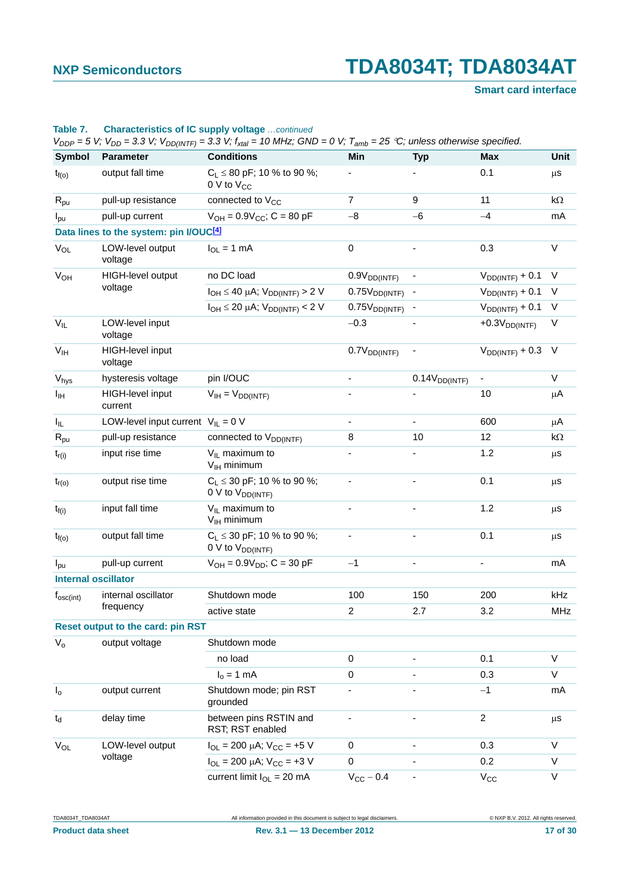**Table 7. Characteristics of IC supply voltage** *...continued*

*$V_{DDP}$ = 5 V; $V_{DD}$ = 3.3 V; $V_{DD(INTF)}$ = 3.3 V; $f_{xtal}$ = 10 MHz; GND = 0 V; $T_{amb}$ = 25 °C; unless otherwise specified.*

| Symbol | Parameter | Conditions | Min | Typ | Max | Unit |
|---|---|---|---|---|---|---|
| $t_{f(o)}$ | output fall time | $C_L \leq 80$ pF; 10 % to 90 %; 0 V to $V_{CC}$ | - | - | 0.1 | µs |
| $R_{pu}$ | pull-up resistance | connected to $V_{CC}$ | 7 | 9 | 11 | kΩ |
| $I_{pu}$ | pull-up current | $V_{OH} = 0.9V_{CC}$; C = 80 pF | −8 | −6 | −4 | mA |
| **Data lines to the system: pin I/OUC[4]** | | | | | | |
| $V_{OL}$ | LOW-level output voltage | $I_{OL}$ = 1 mA | 0 | - | 0.3 | V |
| $V_{OH}$ | HIGH-level output voltage | no DC load | $0.9V_{DD(INTF)}$ | - | $V_{DD(INTF)} + 0.1$ | V |
| | | $I_{OH} \leq 40$ µA; $V_{DD(INTF)} > 2$ V | $0.75V_{DD(INTF)}$ | - | $V_{DD(INTF)} + 0.1$ | V |
| | | $I_{OH} \leq 20$ µA; $V_{DD(INTF)} < 2$ V | $0.75V_{DD(INTF)}$ | - | $V_{DD(INTF)} + 0.1$ | V |
| $V_{IL}$ | LOW-level input voltage | | −0.3 | - | $+0.3V_{DD(INTF)}$ | V |
| $V_{IH}$ | HIGH-level input voltage | | $0.7V_{DD(INTF)}$ | - | $V_{DD(INTF)} + 0.3$ | V |
| $V_{hys}$ | hysteresis voltage | pin I/OUC | - | $0.14V_{DD(INTF)}$ | - | V |
| $I_{IH}$ | HIGH-level input current | $V_{IH} = V_{DD(INTF)}$ | - | - | 10 | µA |
| $I_{IL}$ | LOW-level input current | $V_{IL}$ = 0 V | - | - | 600 | µA |
| $R_{pu}$ | pull-up resistance | connected to $V_{DD(INTF)}$ | 8 | 10 | 12 | kΩ |
| $t_{r(i)}$ | input rise time | $V_{IL}$ maximum to $V_{IH}$ minimum | - | - | 1.2 | µs |
| $t_{r(o)}$ | output rise time | $C_L \leq 30$ pF; 10 % to 90 %; 0 V to $V_{DD(INTF)}$ | - | - | 0.1 | µs |
| $t_{f(i)}$ | input fall time | $V_{IL}$ maximum to $V_{IH}$ minimum | - | - | 1.2 | µs |
| $t_{f(o)}$ | output fall time | $C_L \leq 30$ pF; 10 % to 90 %; 0 V to $V_{DD(INTF)}$ | - | - | 0.1 | µs |
| $I_{pu}$ | pull-up current | $V_{OH} = 0.9V_{DD}$; C = 30 pF | −1 | - | - | mA |
| **Internal oscillator** | | | | | | |
| $f_{osc(int)}$ | internal oscillator frequency | Shutdown mode | 100 | 150 | 200 | kHz |
| | | active state | 2 | 2.7 | 3.2 | MHz |
| **Reset output to the card: pin RST** | | | | | | |
| $V_o$ | output voltage | Shutdown mode | | | | |
| | | no load | 0 | - | 0.1 | V |
| | | $I_o$ = 1 mA | 0 | - | 0.3 | V |
| $I_o$ | output current | Shutdown mode; pin RST grounded | - | - | −1 | mA |
| $t_d$ | delay time | between pins RSTIN and RST; RST enabled | - | - | 2 | µs |
| $V_{OL}$ | LOW-level output voltage | $I_{OL}$ = 200 µA; $V_{CC}$ = +5 V | 0 | - | 0.3 | V |
| | | $I_{OL}$ = 200 µA; $V_{CC}$ = +3 V | 0 | - | 0.2 | V |
| | | current limit $I_{OL}$ = 20 mA | $V_{CC} - 0.4$ | - | $V_{CC}$ | V |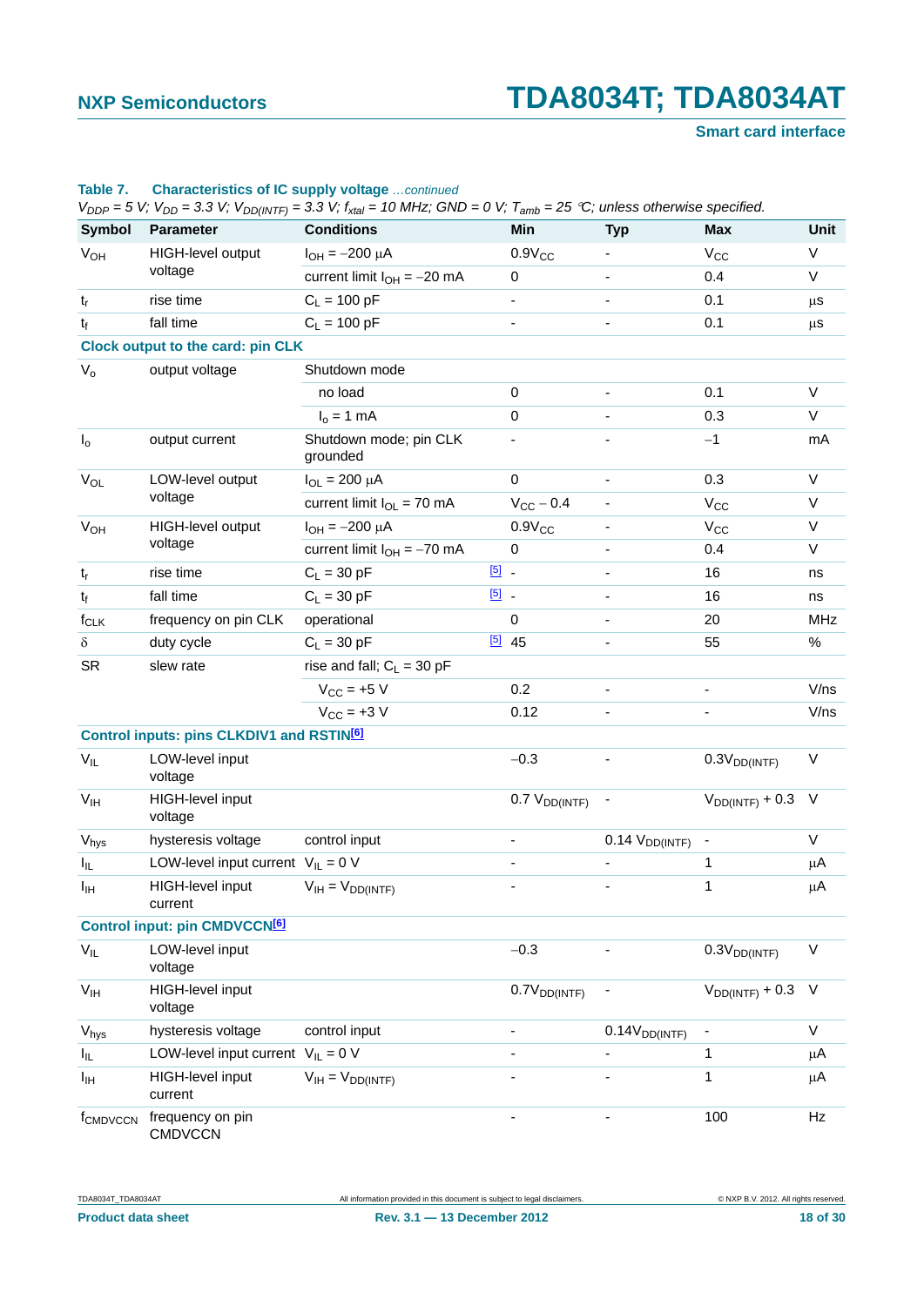**Table 7. Characteristics of IC supply voltage** *...continued*

*$V_{DDP}$ = 5 V; $V_{DD}$ = 3.3 V; $V_{DD(INTF)}$ = 3.3 V; $f_{xtal}$ = 10 MHz; GND = 0 V; $T_{amb}$ = 25 °C; unless otherwise specified.*

| Symbol | Parameter | Conditions | | Min | Typ | Max | Unit |
|---|---|---|---|---|---|---|---|
| $V_{OH}$ | HIGH-level output voltage | $I_{OH}$ = −200 μA | | $0.9V_{CC}$ | - | $V_{CC}$ | V |
| | | current limit $I_{OH}$ = −20 mA | | 0 | - | 0.4 | V |
| $t_r$ | rise time | $C_L$ = 100 pF | | - | - | 0.1 | μs |
| $t_f$ | fall time | $C_L$ = 100 pF | | - | - | 0.1 | μs |
| **Clock output to the card: pin CLK** | | | | | | | |
| $V_o$ | output voltage | Shutdown mode | | | | | |
| | | no load | | 0 | - | 0.1 | V |
| | | $I_o$ = 1 mA | | 0 | - | 0.3 | V |
| $I_o$ | output current | Shutdown mode; pin CLK grounded | | - | - | −1 | mA |
| $V_{OL}$ | LOW-level output voltage | $I_{OL}$ = 200 μA | | 0 | - | 0.3 | V |
| | | current limit $I_{OL}$ = 70 mA | | $V_{CC}$ − 0.4 | - | $V_{CC}$ | V |
| $V_{OH}$ | HIGH-level output voltage | $I_{OH}$ = −200 μA | | $0.9V_{CC}$ | - | $V_{CC}$ | V |
| | | current limit $I_{OH}$ = −70 mA | | 0 | - | 0.4 | V |
| $t_r$ | rise time | $C_L$ = 30 pF | [5] | - | - | 16 | ns |
| $t_f$ | fall time | $C_L$ = 30 pF | [5] | - | - | 16 | ns |
| $f_{CLK}$ | frequency on pin CLK | operational | | 0 | - | 20 | MHz |
| δ | duty cycle | $C_L$ = 30 pF | [5] | 45 | - | 55 | % |
| SR | slew rate | rise and fall; $C_L$ = 30 pF | | | | | |
| | | $V_{CC}$ = +5 V | | 0.2 | - | - | V/ns |
| | | $V_{CC}$ = +3 V | | 0.12 | - | - | V/ns |
| **Control inputs: pins CLKDIV1 and RSTIN[6]** | | | | | | | |
| $V_{IL}$ | LOW-level input voltage | | | −0.3 | - | $0.3V_{DD(INTF)}$ | V |
| $V_{IH}$ | HIGH-level input voltage | | | 0.7 $V_{DD(INTF)}$ | - | $V_{DD(INTF)}$ + 0.3 | V |
| $V_{hys}$ | hysteresis voltage | control input | | - | 0.14 $V_{DD(INTF)}$ | - | V |
| $I_{IL}$ | LOW-level input current | $V_{IL}$ = 0 V | | - | - | 1 | μA |
| $I_{IH}$ | HIGH-level input current | $V_{IH}$ = $V_{DD(INTF)}$ | | - | - | 1 | μA |
| **Control input: pin CMDVCCN[6]** | | | | | | | |
| $V_{IL}$ | LOW-level input voltage | | | −0.3 | - | $0.3V_{DD(INTF)}$ | V |
| $V_{IH}$ | HIGH-level input voltage | | | $0.7V_{DD(INTF)}$ | - | $V_{DD(INTF)}$ + 0.3 | V |
| $V_{hys}$ | hysteresis voltage | control input | | - | $0.14V_{DD(INTF)}$ | - | V |
| $I_{IL}$ | LOW-level input current | $V_{IL}$ = 0 V | | - | - | 1 | μA |
| $I_{IH}$ | HIGH-level input current | $V_{IH}$ = $V_{DD(INTF)}$ | | - | - | 1 | μA |
| $f_{CMDVCCN}$ | frequency on pin CMDVCCN | | | - | - | 100 | Hz |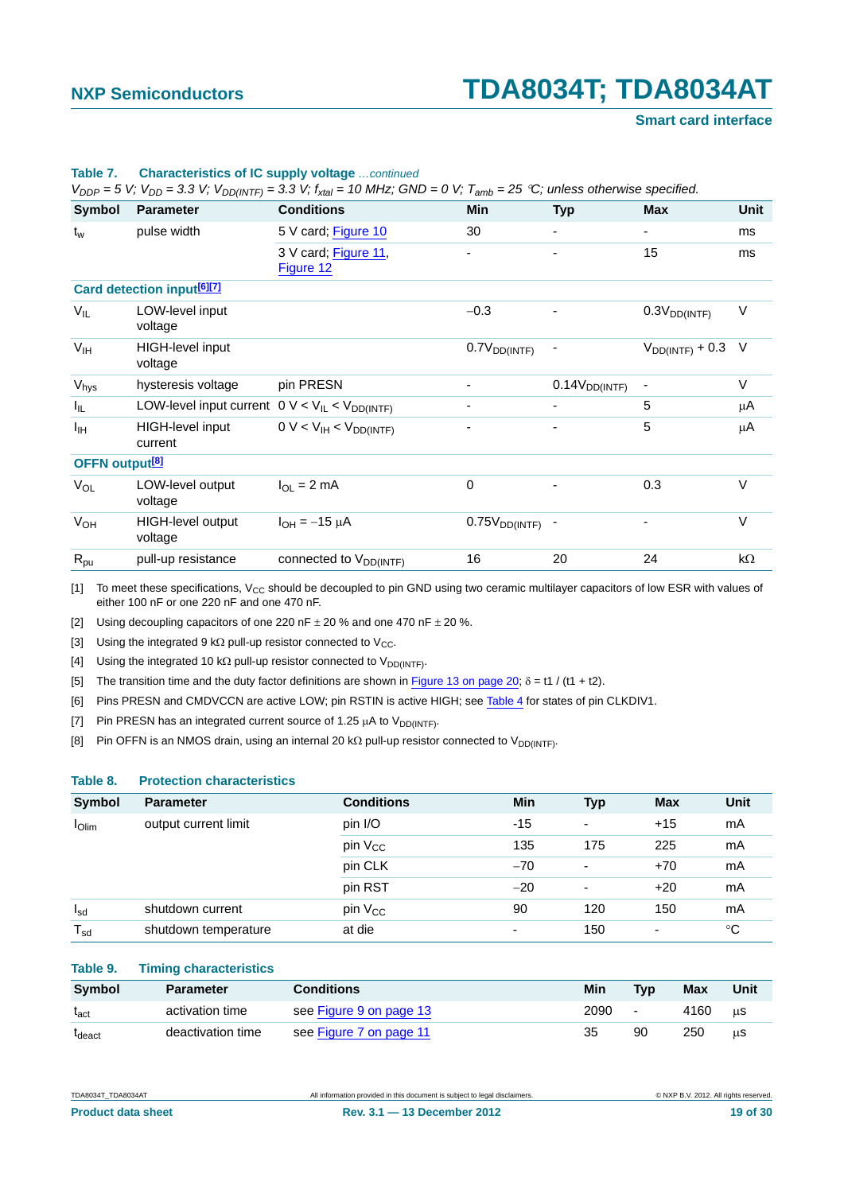**Table 7. Characteristics of IC supply voltage** *...continued*

*$V_{DDP}$ = 5 V; $V_{DD}$ = 3.3 V; $V_{DD(INTF)}$ = 3.3 V; $f_{xtal}$ = 10 MHz; GND = 0 V; $T_{amb}$ = 25 °C; unless otherwise specified.*

| Symbol | Parameter | Conditions | Min | Typ | Max | Unit |
|---|---|---|---|---|---|---|
| $t_w$ | pulse width | 5 V card; Figure 10 | 30 | - | - | ms |
| | | 3 V card; Figure 11, Figure 12 | - | - | 15 | ms |
| **Card detection input[6][7]** | | | | | | |
| $V_{IL}$ | LOW-level input voltage | | −0.3 | - | $0.3V_{DD(INTF)}$ | V |
| $V_{IH}$ | HIGH-level input voltage | | $0.7V_{DD(INTF)}$ | - | $V_{DD(INTF)} + 0.3$ | V |
| $V_{hys}$ | hysteresis voltage | pin PRESN | - | $0.14V_{DD(INTF)}$ | - | V |
| $I_{IL}$ | LOW-level input current | 0 V < $V_{IL}$ < $V_{DD(INTF)}$ | - | - | 5 | μA |
| $I_{IH}$ | HIGH-level input current | 0 V < $V_{IH}$ < $V_{DD(INTF)}$ | - | - | 5 | μA |
| **OFFN output[8]** | | | | | | |
| $V_{OL}$ | LOW-level output voltage | $I_{OL}$ = 2 mA | 0 | - | 0.3 | V |
| $V_{OH}$ | HIGH-level output voltage | $I_{OH}$ = −15 μA | $0.75V_{DD(INTF)}$ | - | - | V |
| $R_{pu}$ | pull-up resistance | connected to $V_{DD(INTF)}$ | 16 | 20 | 24 | kΩ |

[1] To meet these specifications, $V_{CC}$ should be decoupled to pin GND using two ceramic multilayer capacitors of low ESR with values of either 100 nF or one 220 nF and one 470 nF.

[2] Using decoupling capacitors of one 220 nF ± 20 % and one 470 nF ± 20 %.

[3] Using the integrated 9 kΩ pull-up resistor connected to $V_{CC}$.

[4] Using the integrated 10 kΩ pull-up resistor connected to $V_{DD(INTF)}$.

[5] The transition time and the duty factor definitions are shown in Figure 13 on page 20; $\delta = t1 / (t1 + t2)$.

[6] Pins PRESN and CMDVCCN are active LOW; pin RSTIN is active HIGH; see Table 4 for states of pin CLKDIV1.

[7] Pin PRESN has an integrated current source of 1.25 μA to $V_{DD(INTF)}$.

[8] Pin OFFN is an NMOS drain, using an internal 20 kΩ pull-up resistor connected to $V_{DD(INTF)}$.

**Table 8. Protection characteristics**

| Symbol | Parameter | Conditions | Min | Typ | Max | Unit |
|---|---|---|---|---|---|---|
| $I_{Olim}$ | output current limit | pin I/O | -15 | - | +15 | mA |
| | | pin $V_{CC}$ | 135 | 175 | 225 | mA |
| | | pin CLK | −70 | - | +70 | mA |
| | | pin RST | −20 | - | +20 | mA |
| $I_{sd}$ | shutdown current | pin $V_{CC}$ | 90 | 120 | 150 | mA |
| $T_{sd}$ | shutdown temperature | at die | - | 150 | - | °C |

**Table 9. Timing characteristics**

| Symbol | Parameter | Conditions | Min | Typ | Max | Unit |
|---|---|---|---|---|---|---|
| $t_{act}$ | activation time | see Figure 9 on page 13 | 2090 | - | 4160 | μs |
| $t_{deact}$ | deactivation time | see Figure 7 on page 11 | 35 | 90 | 250 | μs |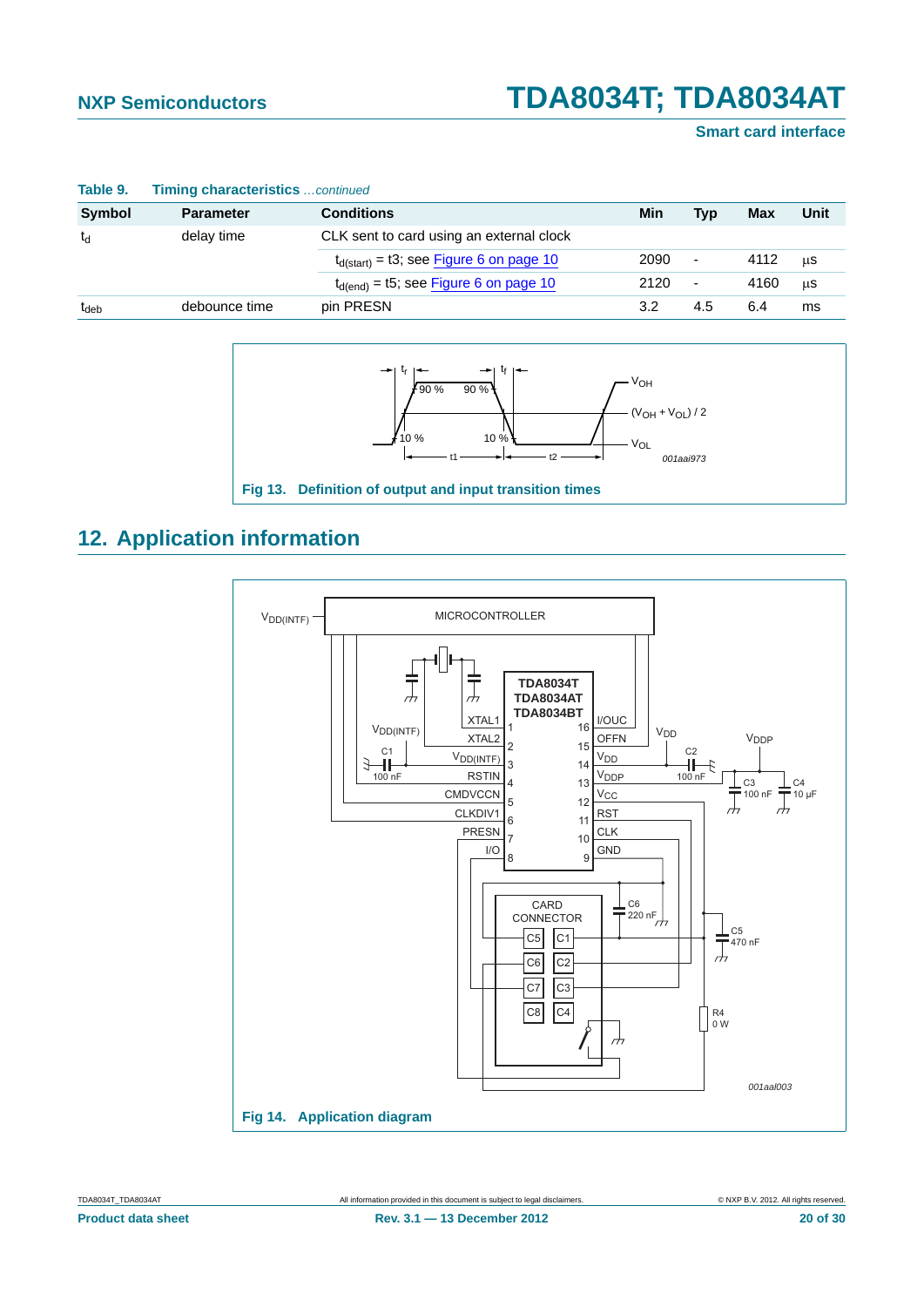**Table 9. Timing characteristics** *...continued*

| Symbol | Parameter | Conditions | Min | Typ | Max | Unit |
|---|---|---|---|---|---|---|
| $t_d$ | delay time | CLK sent to card using an external clock | | | | |
| | | $t_{d(start)}$ = t3; see Figure 6 on page 10 | 2090 | - | 4112 | µs |
| | | $t_{d(end)}$ = t5; see Figure 6 on page 10 | 2120 | - | 4160 | µs |
| $t_{deb}$ | debounce time | pin PRESN | 3.2 | 4.5 | 6.4 | ms |

**Fig 13. Definition of output and input transition times**

## 12. Application information

**Fig 14. Application diagram**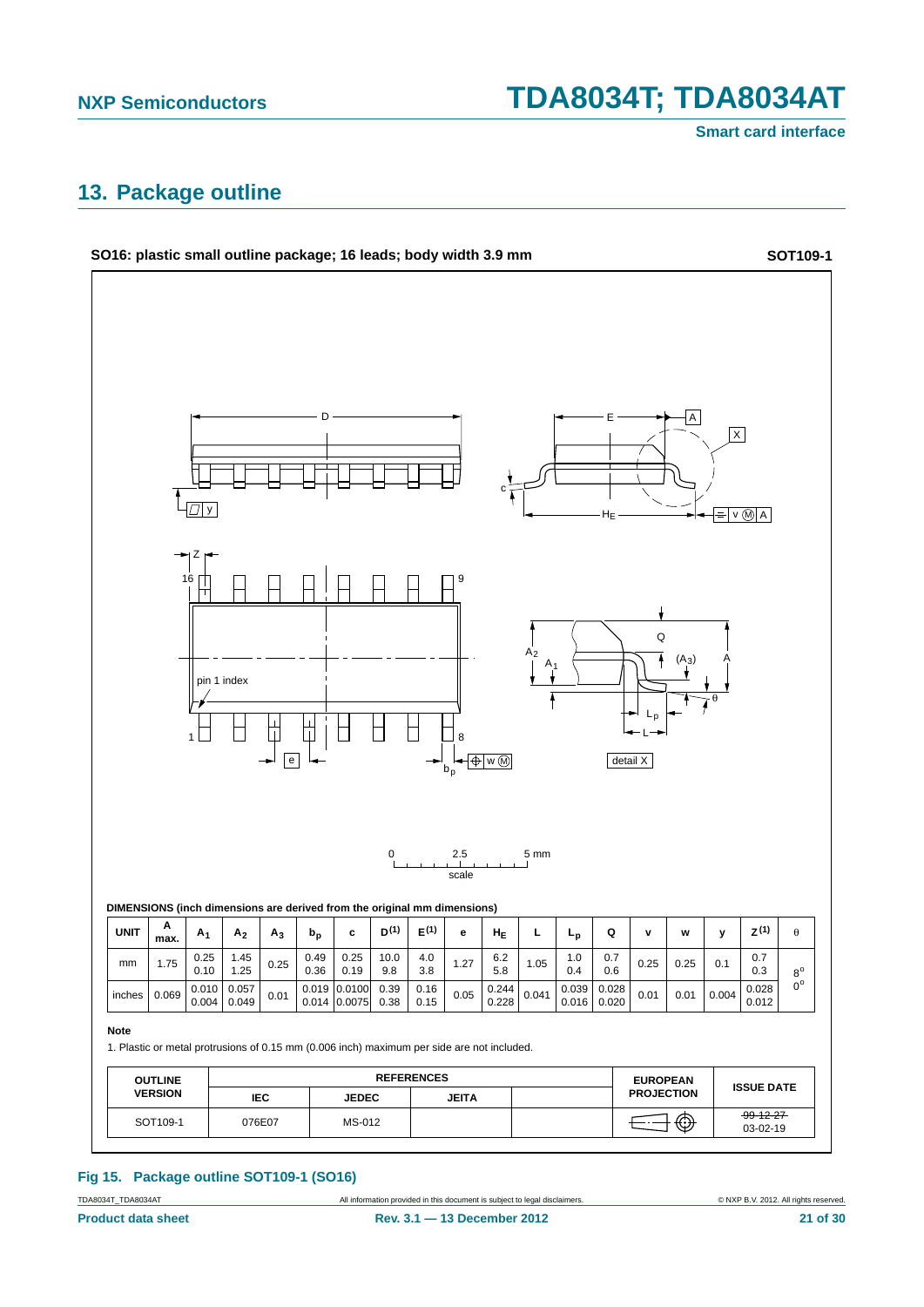## 13. Package outline

**SO16: plastic small outline package; 16 leads; body width 3.9 mm** **SOT109-1**

**DIMENSIONS (inch dimensions are derived from the original mm dimensions)**

| UNIT | A max. | $A_1$ | $A_2$ | $A_3$ | $b_p$ | c | $D^{(1)}$ | $E^{(1)}$ | e | $H_E$ | L | $L_p$ | Q | v | w | y | $Z^{(1)}$ | θ |
|---|---|---|---|---|---|---|---|---|---|---|---|---|---|---|---|---|---|---|
| mm | 1.75 | 0.25<br>0.10 | 1.45<br>1.25 | 0.25 | 0.49<br>0.36 | 0.25<br>0.19 | 10.0<br>9.8 | 4.0<br>3.8 | 1.27 | 6.2<br>5.8 | 1.05 | 1.0<br>0.4 | 0.7<br>0.6 | 0.25 | 0.25 | 0.1 | 0.7<br>0.3 | 8°<br>0° |
| inches | 0.069 | 0.010<br>0.004 | 0.057<br>0.049 | 0.01 | 0.019<br>0.014 | 0.0100<br>0.0075 | 0.39<br>0.38 | 0.16<br>0.15 | 0.05 | 0.244<br>0.228 | 0.041 | 0.039<br>0.016 | 0.028<br>0.020 | 0.01 | 0.01 | 0.004 | 0.028<br>0.012 | |

**Note**

1. Plastic or metal protrusions of 0.15 mm (0.006 inch) maximum per side are not included.

| OUTLINE VERSION | REFERENCES | | | | EUROPEAN PROJECTION | ISSUE DATE |
|---|---|---|---|---|---|---|
| | IEC | JEDEC | JEITA | | | |
| SOT109-1 | 076E07 | MS-012 | | | | ~~99-12-27~~<br>03-02-19 |

**Fig 15. Package outline SOT109-1 (SO16)**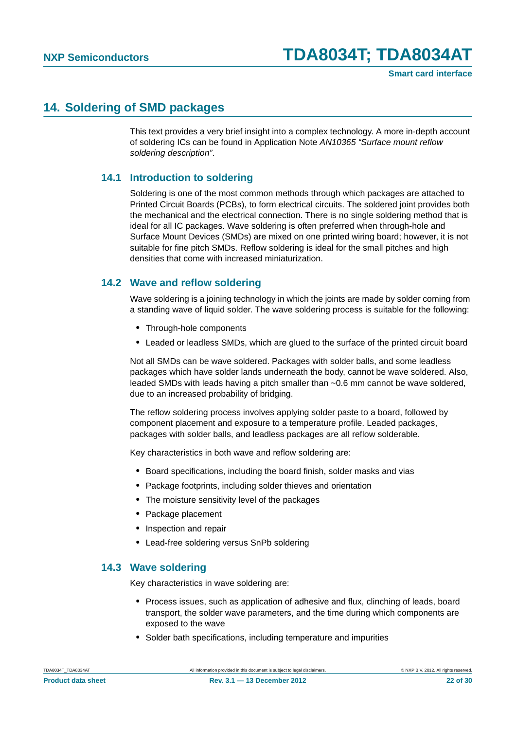## 14. Soldering of SMD packages

This text provides a very brief insight into a complex technology. A more in-depth account of soldering ICs can be found in Application Note *AN10365 “Surface mount reflow soldering description”*.

### 14.1 Introduction to soldering

Soldering is one of the most common methods through which packages are attached to Printed Circuit Boards (PCBs), to form electrical circuits. The soldered joint provides both the mechanical and the electrical connection. There is no single soldering method that is ideal for all IC packages. Wave soldering is often preferred when through-hole and Surface Mount Devices (SMDs) are mixed on one printed wiring board; however, it is not suitable for fine pitch SMDs. Reflow soldering is ideal for the small pitches and high densities that come with increased miniaturization.

### 14.2 Wave and reflow soldering

Wave soldering is a joining technology in which the joints are made by solder coming from a standing wave of liquid solder. The wave soldering process is suitable for the following:

- Through-hole components
- Leaded or leadless SMDs, which are glued to the surface of the printed circuit board

Not all SMDs can be wave soldered. Packages with solder balls, and some leadless packages which have solder lands underneath the body, cannot be wave soldered. Also, leaded SMDs with leads having a pitch smaller than ~0.6 mm cannot be wave soldered, due to an increased probability of bridging.

The reflow soldering process involves applying solder paste to a board, followed by component placement and exposure to a temperature profile. Leaded packages, packages with solder balls, and leadless packages are all reflow solderable.

Key characteristics in both wave and reflow soldering are:

- Board specifications, including the board finish, solder masks and vias
- Package footprints, including solder thieves and orientation
- The moisture sensitivity level of the packages
- Package placement
- Inspection and repair
- Lead-free soldering versus SnPb soldering

### 14.3 Wave soldering

Key characteristics in wave soldering are:

- Process issues, such as application of adhesive and flux, clinching of leads, board transport, the solder wave parameters, and the time during which components are exposed to the wave
- Solder bath specifications, including temperature and impurities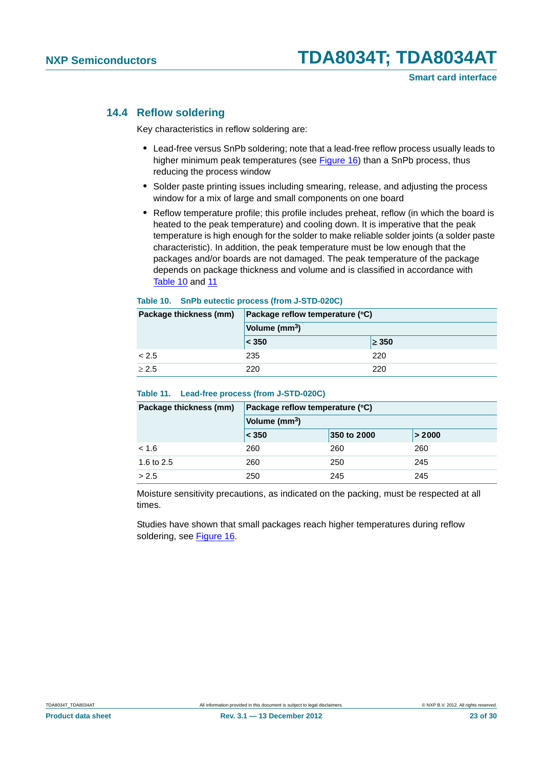### 14.4 Reflow soldering

Key characteristics in reflow soldering are:

- Lead-free versus SnPb soldering; note that a lead-free reflow process usually leads to higher minimum peak temperatures (see Figure 16) than a SnPb process, thus reducing the process window
- Solder paste printing issues including smearing, release, and adjusting the process window for a mix of large and small components on one board
- Reflow temperature profile; this profile includes preheat, reflow (in which the board is heated to the peak temperature) and cooling down. It is imperative that the peak temperature is high enough for the solder to make reliable solder joints (a solder paste characteristic). In addition, the peak temperature must be low enough that the packages and/or boards are not damaged. The peak temperature of the package depends on package thickness and volume and is classified in accordance with Table 10 and 11

**Table 10. SnPb eutectic process (from J-STD-020C)**

| Package thickness (mm) | Package reflow temperature (°C) | |
|---|---|---|
| | Volume ($mm^3$) | |
| | < 350 | ≥ 350 |
| < 2.5 | 235 | 220 |
| ≥ 2.5 | 220 | 220 |

**Table 11. Lead-free process (from J-STD-020C)**

| Package thickness (mm) | Package reflow temperature (°C) | | |
|---|---|---|---|
| | Volume ($mm^3$) | | |
| | < 350 | 350 to 2000 | > 2000 |
| < 1.6 | 260 | 260 | 260 |
| 1.6 to 2.5 | 260 | 250 | 245 |
| > 2.5 | 250 | 245 | 245 |

Moisture sensitivity precautions, as indicated on the packing, must be respected at all times.

Studies have shown that small packages reach higher temperatures during reflow soldering, see Figure 16.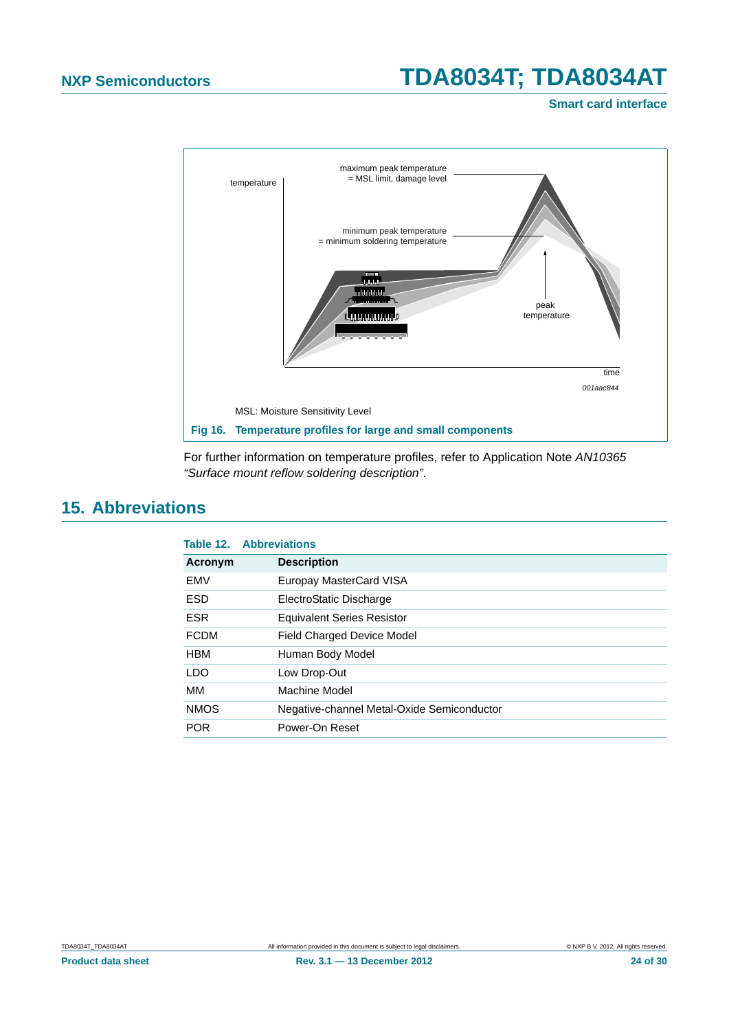temperature

maximum peak temperature = MSL limit, damage level

minimum peak temperature = minimum soldering temperature

peak temperature

time

*001aac844*

MSL: Moisture Sensitivity Level

**Fig 16. Temperature profiles for large and small components**

For further information on temperature profiles, refer to Application Note *AN10365 "Surface mount reflow soldering description"*.

## 15. Abbreviations

**Table 12. Abbreviations**

| Acronym | Description |
|---|---|
| EMV | Europay MasterCard VISA |
| ESD | ElectroStatic Discharge |
| ESR | Equivalent Series Resistor |
| FCDM | Field Charged Device Model |
| HBM | Human Body Model |
| LDO | Low Drop-Out |
| MM | Machine Model |
| NMOS | Negative-channel Metal-Oxide Semiconductor |
| POR | Power-On Reset |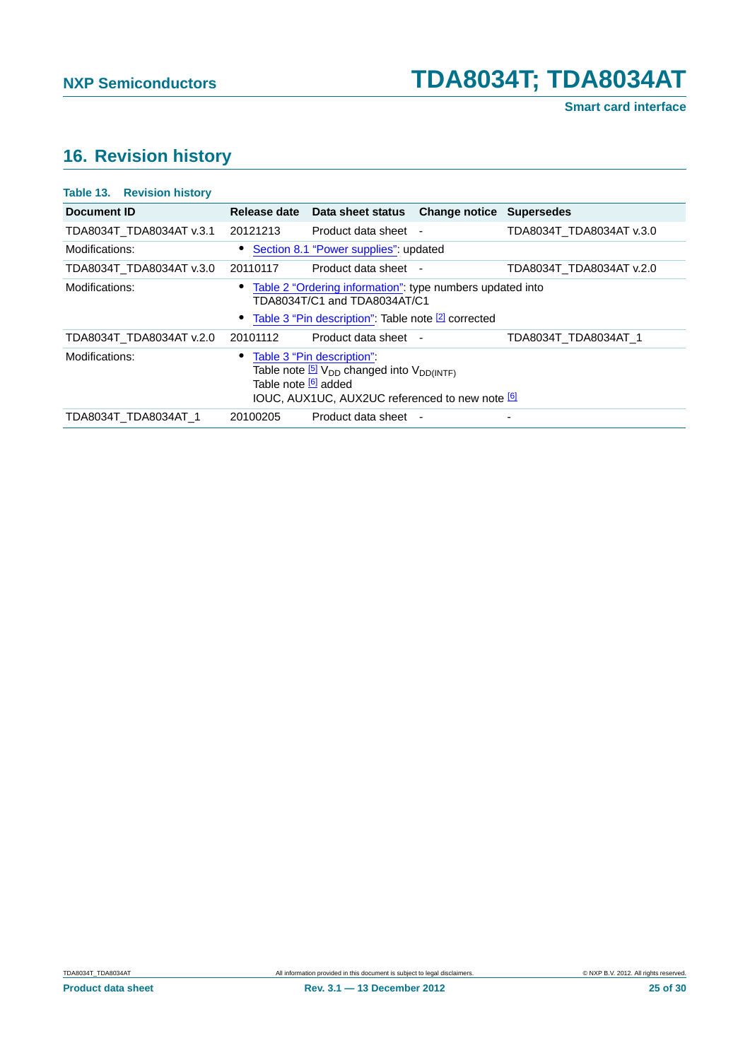## 16. Revision history

**Table 13. Revision history**

| Document ID | Release date | Data sheet status | Change notice | Supersedes |
|---|---|---|---|---|
| TDA8034T_TDA8034AT v.3.1 | 20121213 | Product data sheet | - | TDA8034T_TDA8034AT v.3.0 |
| Modifications: | • Section 8.1 "Power supplies": updated | | | |
| TDA8034T_TDA8034AT v.3.0 | 20110117 | Product data sheet | - | TDA8034T_TDA8034AT v.2.0 |
| Modifications: | • Table 2 "Ordering information": type numbers updated into TDA8034T/C1 and TDA8034AT/C1<br>• Table 3 "Pin description": Table note [2] corrected | | | |
| TDA8034T_TDA8034AT v.2.0 | 20101112 | Product data sheet | - | TDA8034T_TDA8034AT_1 |
| Modifications: | • Table 3 "Pin description":<br>Table note [5] $V_{DD}$ changed into $V_{DD(INTF)}$<br>Table note [6] added<br>IOUC, AUX1UC, AUX2UC referenced to new note [6] | | | |
| TDA8034T_TDA8034AT_1 | 20100205 | Product data sheet | - | - |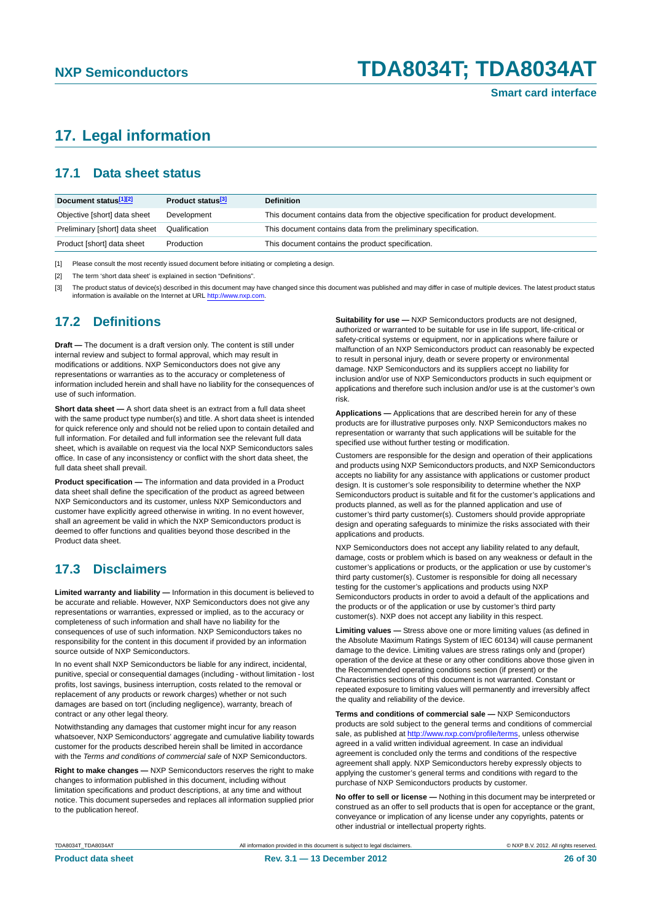## 17. Legal information

### 17.1 Data sheet status

| Document status[1][2] | Product status[3] | Definition |
|---|---|---|
| Objective [short] data sheet | Development | This document contains data from the objective specification for product development. |
| Preliminary [short] data sheet | Qualification | This document contains data from the preliminary specification. |
| Product [short] data sheet | Production | This document contains the product specification. |

[1] Please consult the most recently issued document before initiating or completing a design.

[2] The term 'short data sheet' is explained in section "Definitions".

[3] The product status of device(s) described in this document may have changed since this document was published and may differ in case of multiple devices. The latest product status information is available on the Internet at URL http://www.nxp.com.

### 17.2 Definitions

**Draft —** The document is a draft version only. The content is still under internal review and subject to formal approval, which may result in modifications or additions. NXP Semiconductors does not give any representations or warranties as to the accuracy or completeness of information included herein and shall have no liability for the consequences of use of such information.

**Short data sheet —** A short data sheet is an extract from a full data sheet with the same product type number(s) and title. A short data sheet is intended for quick reference only and should not be relied upon to contain detailed and full information. For detailed and full information see the relevant full data sheet, which is available on request via the local NXP Semiconductors sales office. In case of any inconsistency or conflict with the short data sheet, the full data sheet shall prevail.

**Product specification —** The information and data provided in a Product data sheet shall define the specification of the product as agreed between NXP Semiconductors and its customer, unless NXP Semiconductors and customer have explicitly agreed otherwise in writing. In no event however, shall an agreement be valid in which the NXP Semiconductors product is deemed to offer functions and qualities beyond those described in the Product data sheet.

### 17.3 Disclaimers

**Limited warranty and liability —** Information in this document is believed to be accurate and reliable. However, NXP Semiconductors does not give any representations or warranties, expressed or implied, as to the accuracy or completeness of such information and shall have no liability for the consequences of use of such information. NXP Semiconductors takes no responsibility for the content in this document if provided by an information source outside of NXP Semiconductors.

In no event shall NXP Semiconductors be liable for any indirect, incidental, punitive, special or consequential damages (including - without limitation - lost profits, lost savings, business interruption, costs related to the removal or replacement of any products or rework charges) whether or not such damages are based on tort (including negligence), warranty, breach of contract or any other legal theory.

Notwithstanding any damages that customer might incur for any reason whatsoever, NXP Semiconductors' aggregate and cumulative liability towards customer for the products described herein shall be limited in accordance with the *Terms and conditions of commercial sale* of NXP Semiconductors.

**Right to make changes —** NXP Semiconductors reserves the right to make changes to information published in this document, including without limitation specifications and product descriptions, at any time and without notice. This document supersedes and replaces all information supplied prior to the publication hereof.

**Suitability for use —** NXP Semiconductors products are not designed, authorized or warranted to be suitable for use in life support, life-critical or safety-critical systems or equipment, nor in applications where failure or malfunction of an NXP Semiconductors product can reasonably be expected to result in personal injury, death or severe property or environmental damage. NXP Semiconductors and its suppliers accept no liability for inclusion and/or use of NXP Semiconductors products in such equipment or applications and therefore such inclusion and/or use is at the customer's own risk.

**Applications —** Applications that are described herein for any of these products are for illustrative purposes only. NXP Semiconductors makes no representation or warranty that such applications will be suitable for the specified use without further testing or modification.

Customers are responsible for the design and operation of their applications and products using NXP Semiconductors products, and NXP Semiconductors accepts no liability for any assistance with applications or customer product design. It is customer's sole responsibility to determine whether the NXP Semiconductors product is suitable and fit for the customer's applications and products planned, as well as for the planned application and use of customer's third party customer(s). Customers should provide appropriate design and operating safeguards to minimize the risks associated with their applications and products.

NXP Semiconductors does not accept any liability related to any default, damage, costs or problem which is based on any weakness or default in the customer's applications or products, or the application or use by customer's third party customer(s). Customer is responsible for doing all necessary testing for the customer's applications and products using NXP Semiconductors products in order to avoid a default of the applications and the products or of the application or use by customer's third party customer(s). NXP does not accept any liability in this respect.

**Limiting values —** Stress above one or more limiting values (as defined in the Absolute Maximum Ratings System of IEC 60134) will cause permanent damage to the device. Limiting values are stress ratings only and (proper) operation of the device at these or any other conditions above those given in the Recommended operating conditions section (if present) or the Characteristics sections of this document is not warranted. Constant or repeated exposure to limiting values will permanently and irreversibly affect the quality and reliability of the device.

**Terms and conditions of commercial sale —** NXP Semiconductors products are sold subject to the general terms and conditions of commercial sale, as published at http://www.nxp.com/profile/terms, unless otherwise agreed in a valid written individual agreement. In case an individual agreement is concluded only the terms and conditions of the respective agreement shall apply. NXP Semiconductors hereby expressly objects to applying the customer's general terms and conditions with regard to the purchase of NXP Semiconductors products by customer.

**No offer to sell or license —** Nothing in this document may be interpreted or construed as an offer to sell products that is open for acceptance or the grant, conveyance or implication of any license under any copyrights, patents or other industrial or intellectual property rights.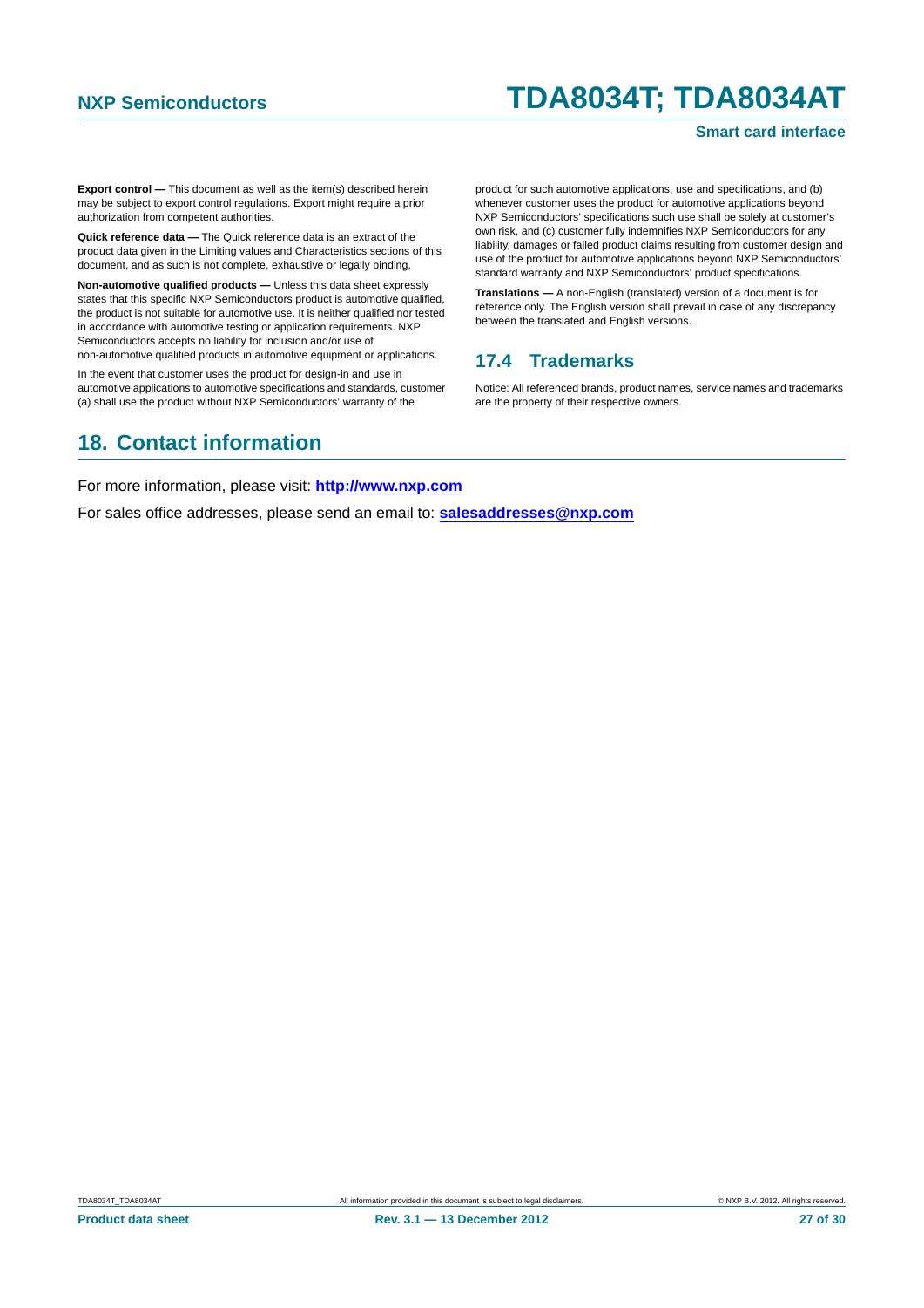**Export control —** This document as well as the item(s) described herein may be subject to export control regulations. Export might require a prior authorization from competent authorities.

**Quick reference data —** The Quick reference data is an extract of the product data given in the Limiting values and Characteristics sections of this document, and as such is not complete, exhaustive or legally binding.

**Non-automotive qualified products —** Unless this data sheet expressly states that this specific NXP Semiconductors product is automotive qualified, the product is not suitable for automotive use. It is neither qualified nor tested in accordance with automotive testing or application requirements. NXP Semiconductors accepts no liability for inclusion and/or use of non-automotive qualified products in automotive equipment or applications.

In the event that customer uses the product for design-in and use in automotive applications to automotive specifications and standards, customer (a) shall use the product without NXP Semiconductors' warranty of the product for such automotive applications, use and specifications, and (b) whenever customer uses the product for automotive applications beyond NXP Semiconductors' specifications such use shall be solely at customer's own risk, and (c) customer fully indemnifies NXP Semiconductors for any liability, damages or failed product claims resulting from customer design and use of the product for automotive applications beyond NXP Semiconductors' standard warranty and NXP Semiconductors' product specifications.

**Translations —** A non-English (translated) version of a document is for reference only. The English version shall prevail in case of any discrepancy between the translated and English versions.

### 17.4 Trademarks

Notice: All referenced brands, product names, service names and trademarks are the property of their respective owners.

## 18. Contact information

For more information, please visit: **http://www.nxp.com**

For sales office addresses, please send an email to: **salesaddresses@nxp.com**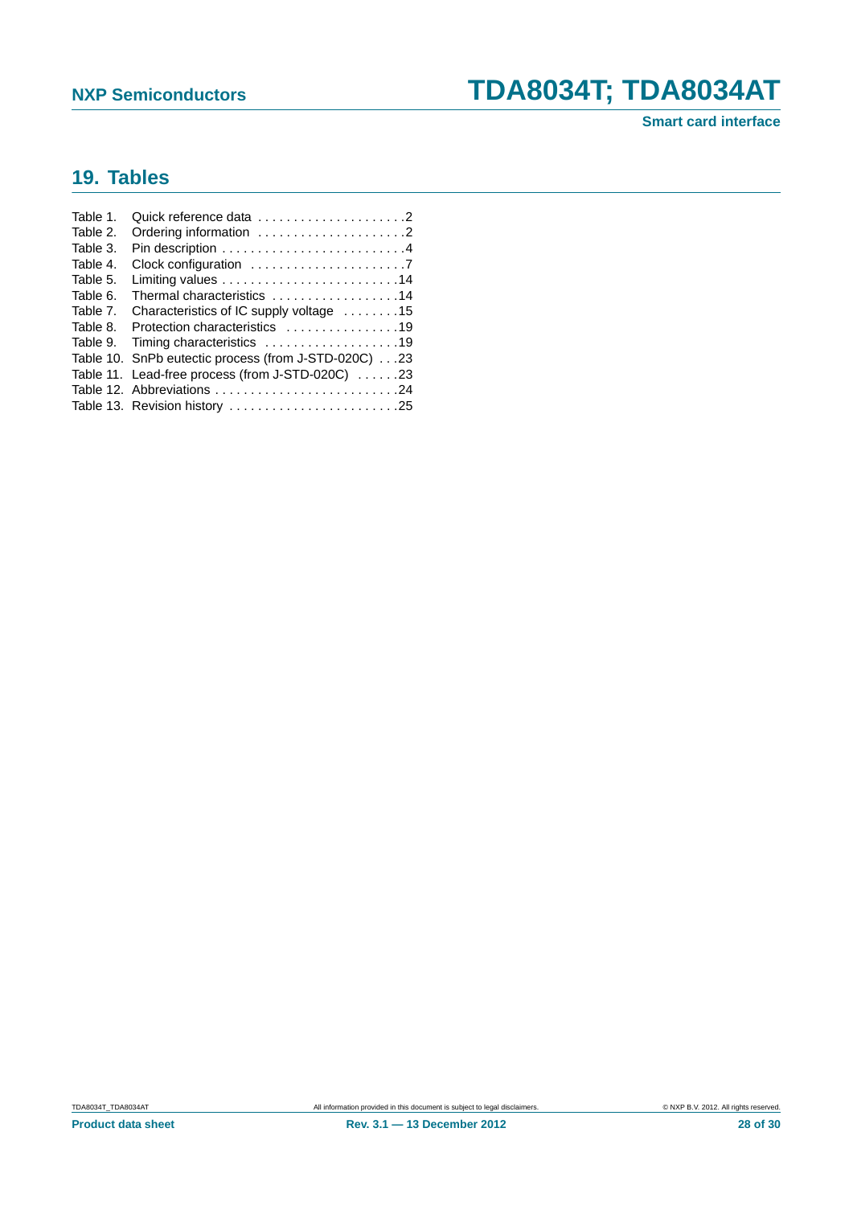## 19. Tables

Table 1. Quick reference data . . . . . . . . . . . . . . . . . . . . .2
Table 2. Ordering information . . . . . . . . . . . . . . . . . . . . .2
Table 3. Pin description . . . . . . . . . . . . . . . . . . . . . . . . . .4
Table 4. Clock configuration . . . . . . . . . . . . . . . . . . . . . .7
Table 5. Limiting values . . . . . . . . . . . . . . . . . . . . . . . . .14
Table 6. Thermal characteristics . . . . . . . . . . . . . . . . . .14
Table 7. Characteristics of IC supply voltage . . . . . . . .15
Table 8. Protection characteristics . . . . . . . . . . . . . . . .19
Table 9. Timing characteristics . . . . . . . . . . . . . . . . . . .19
Table 10. SnPb eutectic process (from J-STD-020C) . . .23
Table 11. Lead-free process (from J-STD-020C) . . . . . .23
Table 12. Abbreviations . . . . . . . . . . . . . . . . . . . . . . . . . .24
Table 13. Revision history . . . . . . . . . . . . . . . . . . . . . . . .25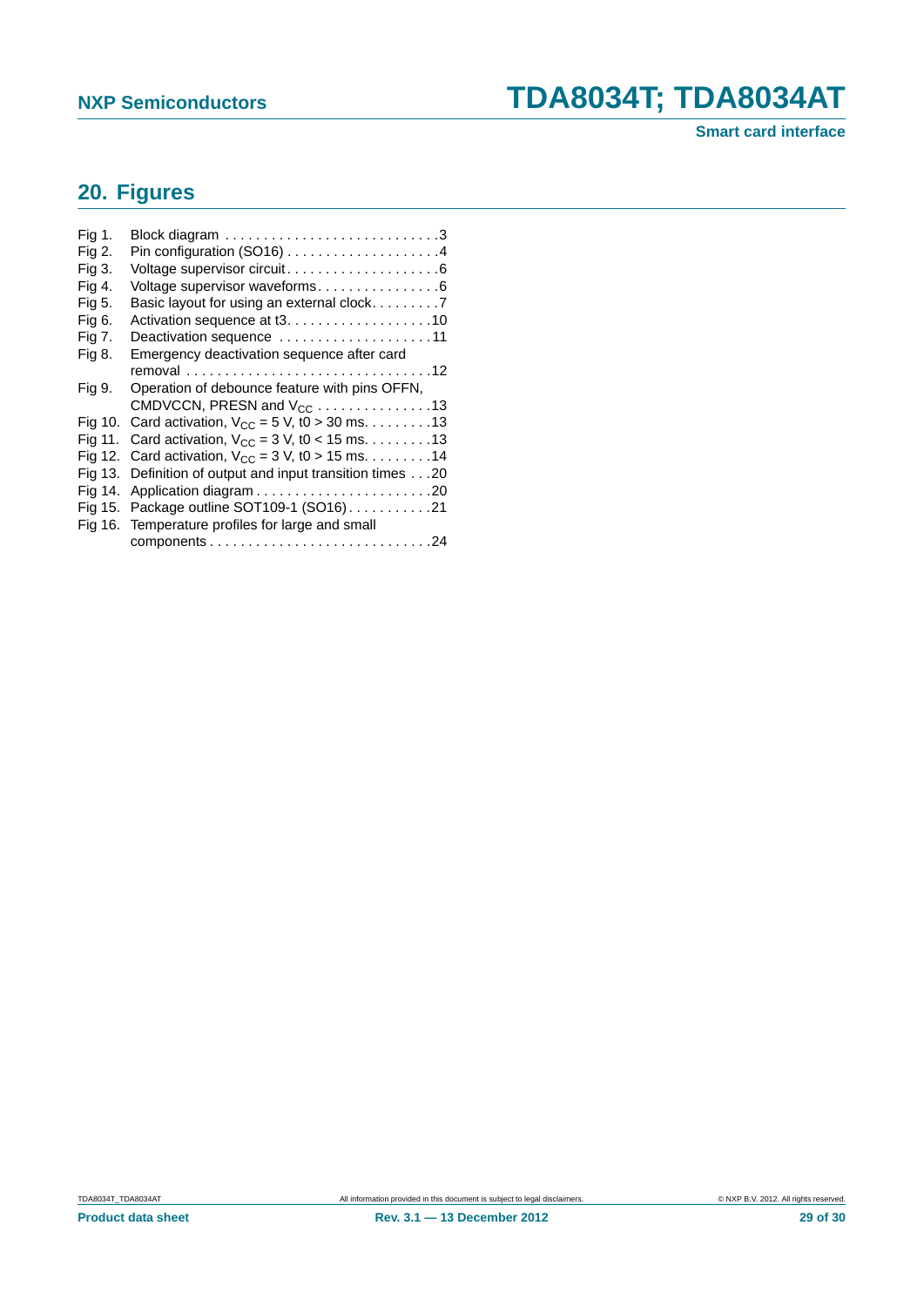## 20. Figures

Fig 1. Block diagram . . . . . . . . . . . . . . . . . . . . . . . . . . . .3
Fig 2. Pin configuration (SO16) . . . . . . . . . . . . . . . . . . . .4
Fig 3. Voltage supervisor circuit. . . . . . . . . . . . . . . . . . . .6
Fig 4. Voltage supervisor waveforms. . . . . . . . . . . . . . . .6
Fig 5. Basic layout for using an external clock. . . . . . . . .7
Fig 6. Activation sequence at t3. . . . . . . . . . . . . . . . . . .10
Fig 7. Deactivation sequence . . . . . . . . . . . . . . . . . . . .11
Fig 8. Emergency deactivation sequence after card removal . . . . . . . . . . . . . . . . . . . . . . . . . . . . . . . .12
Fig 9. Operation of debounce feature with pins OFFN, CMDVCCN, PRESN and $V_{CC}$ . . . . . . . . . . . . . . .13
Fig 10. Card activation, $V_{CC}$ = 5 V, t0 > 30 ms. . . . . . . . .13
Fig 11. Card activation, $V_{CC}$ = 3 V, t0 < 15 ms. . . . . . . . .13
Fig 12. Card activation, $V_{CC}$ = 3 V, t0 > 15 ms. . . . . . . . .14
Fig 13. Definition of output and input transition times . . .20
Fig 14. Application diagram . . . . . . . . . . . . . . . . . . . . . . .20
Fig 15. Package outline SOT109-1 (SO16) . . . . . . . . . . .21
Fig 16. Temperature profiles for large and small components . . . . . . . . . . . . . . . . . . . . . . . . . . . . .24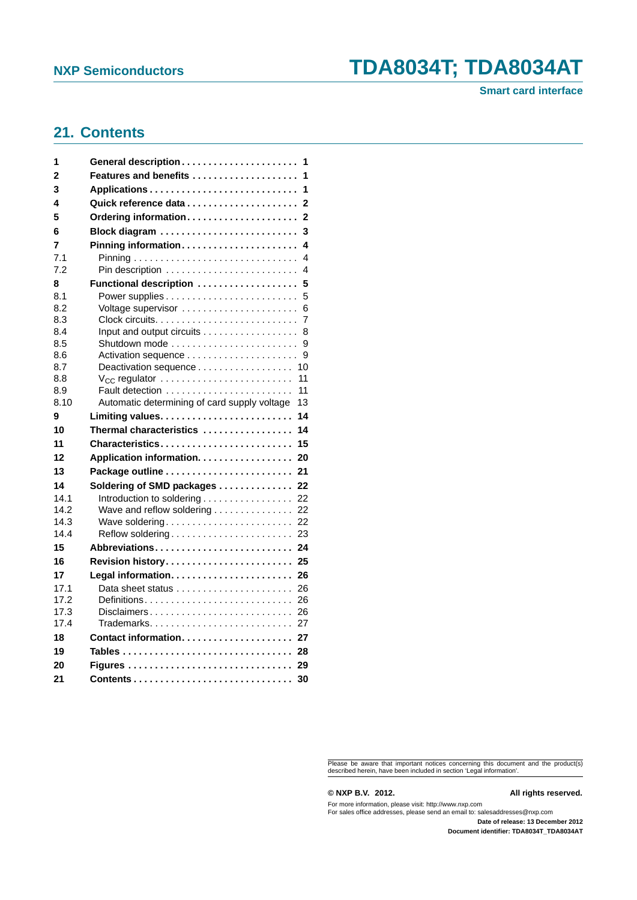## 21. Contents

| | | |
|---|---|---|
| **1** | **General description** | **1** |
| **2** | **Features and benefits** | **1** |
| **3** | **Applications** | **1** |
| **4** | **Quick reference data** | **2** |
| **5** | **Ordering information** | **2** |
| **6** | **Block diagram** | **3** |
| **7** | **Pinning information** | **4** |
| 7.1 | Pinning | 4 |
| 7.2 | Pin description | 4 |
| **8** | **Functional description** | **5** |
| 8.1 | Power supplies | 5 |
| 8.2 | Voltage supervisor | 6 |
| 8.3 | Clock circuits | 7 |
| 8.4 | Input and output circuits | 8 |
| 8.5 | Shutdown mode | 9 |
| 8.6 | Activation sequence | 9 |
| 8.7 | Deactivation sequence | 10 |
| 8.8 | $V_{CC}$ regulator | 11 |
| 8.9 | Fault detection | 11 |
| 8.10 | Automatic determining of card supply voltage | 13 |
| **9** | **Limiting values** | **14** |
| **10** | **Thermal characteristics** | **14** |
| **11** | **Characteristics** | **15** |
| **12** | **Application information** | **20** |
| **13** | **Package outline** | **21** |
| **14** | **Soldering of SMD packages** | **22** |
| 14.1 | Introduction to soldering | 22 |
| 14.2 | Wave and reflow soldering | 22 |
| 14.3 | Wave soldering | 22 |
| 14.4 | Reflow soldering | 23 |
| **15** | **Abbreviations** | **24** |
| **16** | **Revision history** | **25** |
| **17** | **Legal information** | **26** |
| 17.1 | Data sheet status | 26 |
| 17.2 | Definitions | 26 |
| 17.3 | Disclaimers | 26 |
| 17.4 | Trademarks | 27 |
| **18** | **Contact information** | **27** |
| **19** | **Tables** | **28** |
| **20** | **Figures** | **29** |
| **21** | **Contents** | **30** |

Please be aware that important notices concerning this document and the product(s) described herein, have been included in section 'Legal information'.

**© NXP B.V. 2012.** **All rights reserved.**

For more information, please visit: http://www.nxp.com
For sales office addresses, please send an email to: salesaddresses@nxp.com

**Date of release: 13 December 2012**

**Document identifier: TDA8034T_TDA8034AT**